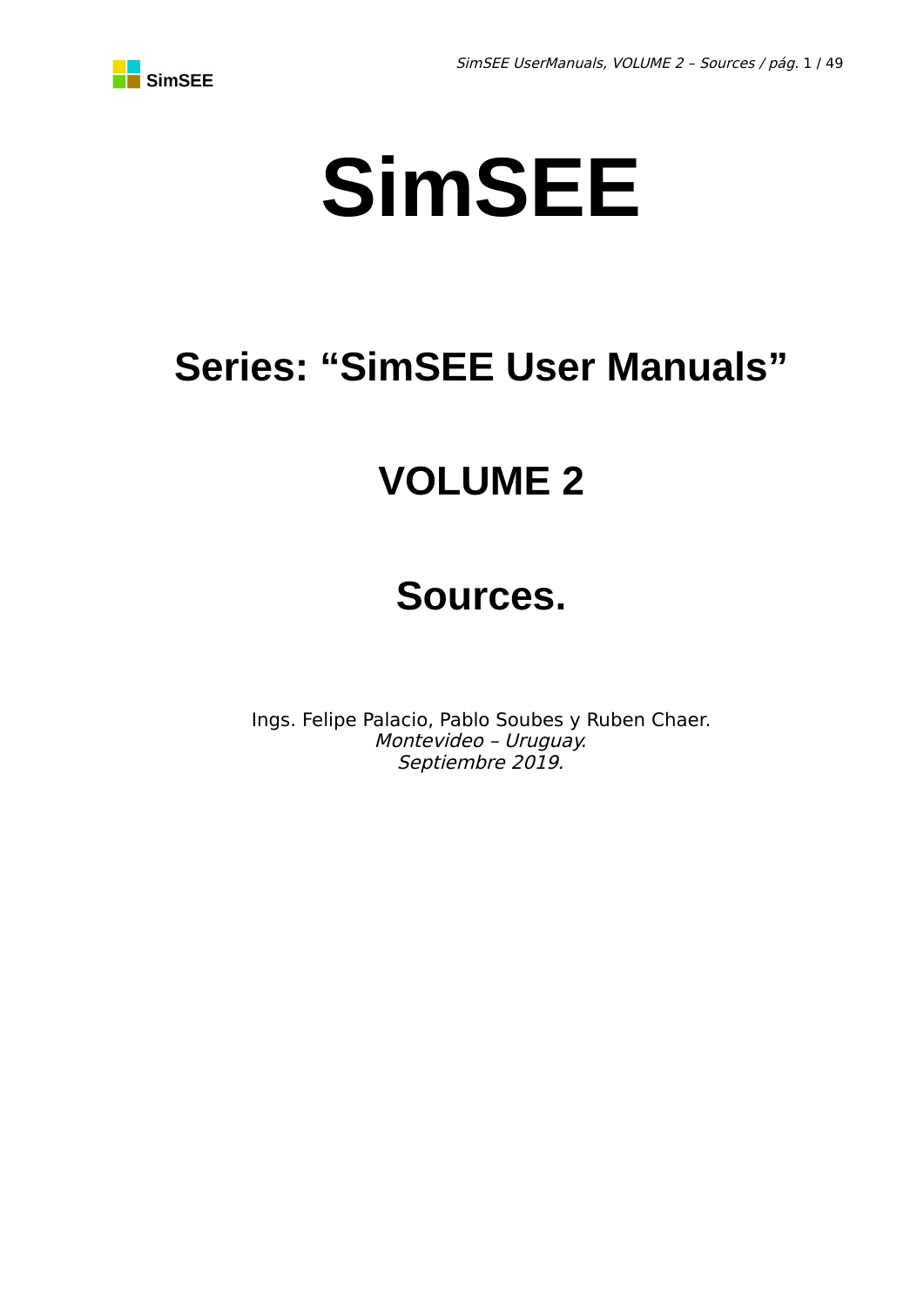# SimSEE

## Series: “SimSEE User Manuals”

## VOLUME 2

## Sources.

Ings. Felipe Palacio, Pablo Soubes y Ruben Chaer.
*Montevideo – Uruguay.*
*Septiembre 2019.*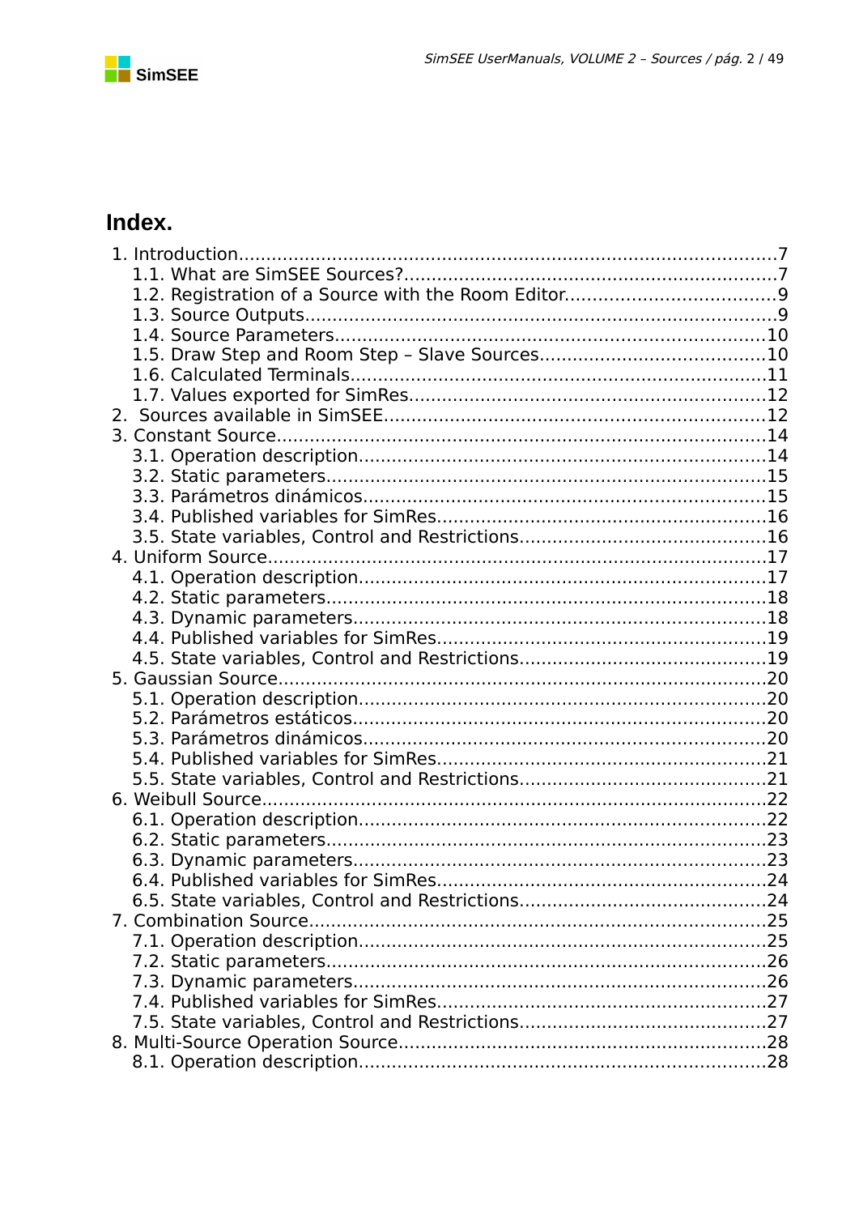# Index.

1. Introduction.....7
   - 1.1. What are SimSEE Sources?.....7
   - 1.2. Registration of a Source with the Room Editor.....9
   - 1.3. Source Outputs.....9
   - 1.4. Source Parameters.....10
   - 1.5. Draw Step and Room Step – Slave Sources.....10
   - 1.6. Calculated Terminals.....11
   - 1.7. Values exported for SimRes.....12
2. Sources available in SimSEE.....12
3. Constant Source.....14
   - 3.1. Operation description.....14
   - 3.2. Static parameters.....15
   - 3.3. Parámetros dinámicos.....15
   - 3.4. Published variables for SimRes.....16
   - 3.5. State variables, Control and Restrictions.....16
4. Uniform Source.....17
   - 4.1. Operation description.....17
   - 4.2. Static parameters.....18
   - 4.3. Dynamic parameters.....18
   - 4.4. Published variables for SimRes.....19
   - 4.5. State variables, Control and Restrictions.....19
5. Gaussian Source.....20
   - 5.1. Operation description.....20
   - 5.2. Parámetros estáticos.....20
   - 5.3. Parámetros dinámicos.....20
   - 5.4. Published variables for SimRes.....21
   - 5.5. State variables, Control and Restrictions.....21
6. Weibull Source.....22
   - 6.1. Operation description.....22
   - 6.2. Static parameters.....23
   - 6.3. Dynamic parameters.....23
   - 6.4. Published variables for SimRes.....24
   - 6.5. State variables, Control and Restrictions.....24
7. Combination Source.....25
   - 7.1. Operation description.....25
   - 7.2. Static parameters.....26
   - 7.3. Dynamic parameters.....26
   - 7.4. Published variables for SimRes.....27
   - 7.5. State variables, Control and Restrictions.....27
8. Multi-Source Operation Source.....28
   - 8.1. Operation description.....28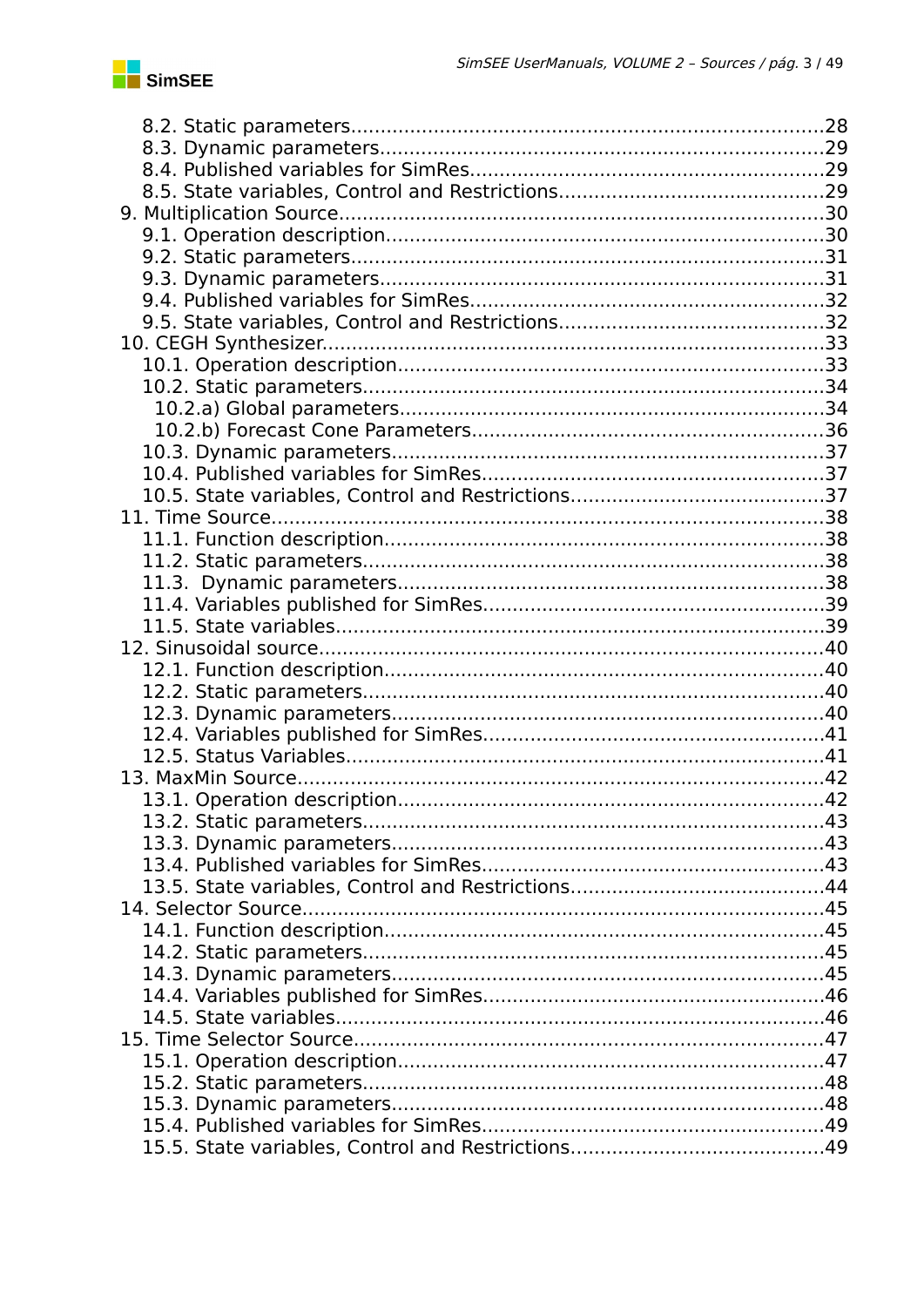8.2. Static parameters........................................................................28
8.3. Dynamic parameters....................................................................29
8.4. Published variables for SimRes.....................................................29
8.5. State variables, Control and Restrictions.......................................29

9. Multiplication Source...........................................................................30
9.1. Operation description..................................................................30
9.2. Static parameters........................................................................31
9.3. Dynamic parameters....................................................................31
9.4. Published variables for SimRes.....................................................32
9.5. State variables, Control and Restrictions.......................................32

10. CEGH Synthesizer................................................................................33
10.1. Operation description................................................................33
10.2. Static parameters......................................................................34
10.2.a) Global parameters..................................................................34
10.2.b) Forecast Cone Parameters......................................................36
10.3. Dynamic parameters..................................................................37
10.4. Published variables for SimRes...................................................37
10.5. State variables, Control and Restrictions.....................................37

11. Time Source........................................................................................38
11.1. Function description..................................................................38
11.2. Static parameters......................................................................38
11.3. Dynamic parameters..................................................................38
11.4. Variables published for SimRes...................................................39
11.5. State variables..........................................................................39

12. Sinusoidal source.................................................................................40
12.1. Function description..................................................................40
12.2. Static parameters......................................................................40
12.3. Dynamic parameters..................................................................40
12.4. Variables published for SimRes...................................................41
12.5. Status Variables........................................................................41

13. MaxMin Source.....................................................................................42
13.1. Operation description................................................................42
13.2. Static parameters......................................................................43
13.3. Dynamic parameters..................................................................43
13.4. Published variables for SimRes...................................................43
13.5. State variables, Control and Restrictions.....................................44

14. Selector Source....................................................................................45
14.1. Function description..................................................................45
14.2. Static parameters......................................................................45
14.3. Dynamic parameters..................................................................45
14.4. Variables published for SimRes...................................................46
14.5. State variables..........................................................................46

15. Time Selector Source............................................................................47
15.1. Operation description................................................................47
15.2. Static parameters......................................................................48
15.3. Dynamic parameters..................................................................48
15.4. Published variables for SimRes...................................................49
15.5. State variables, Control and Restrictions.....................................49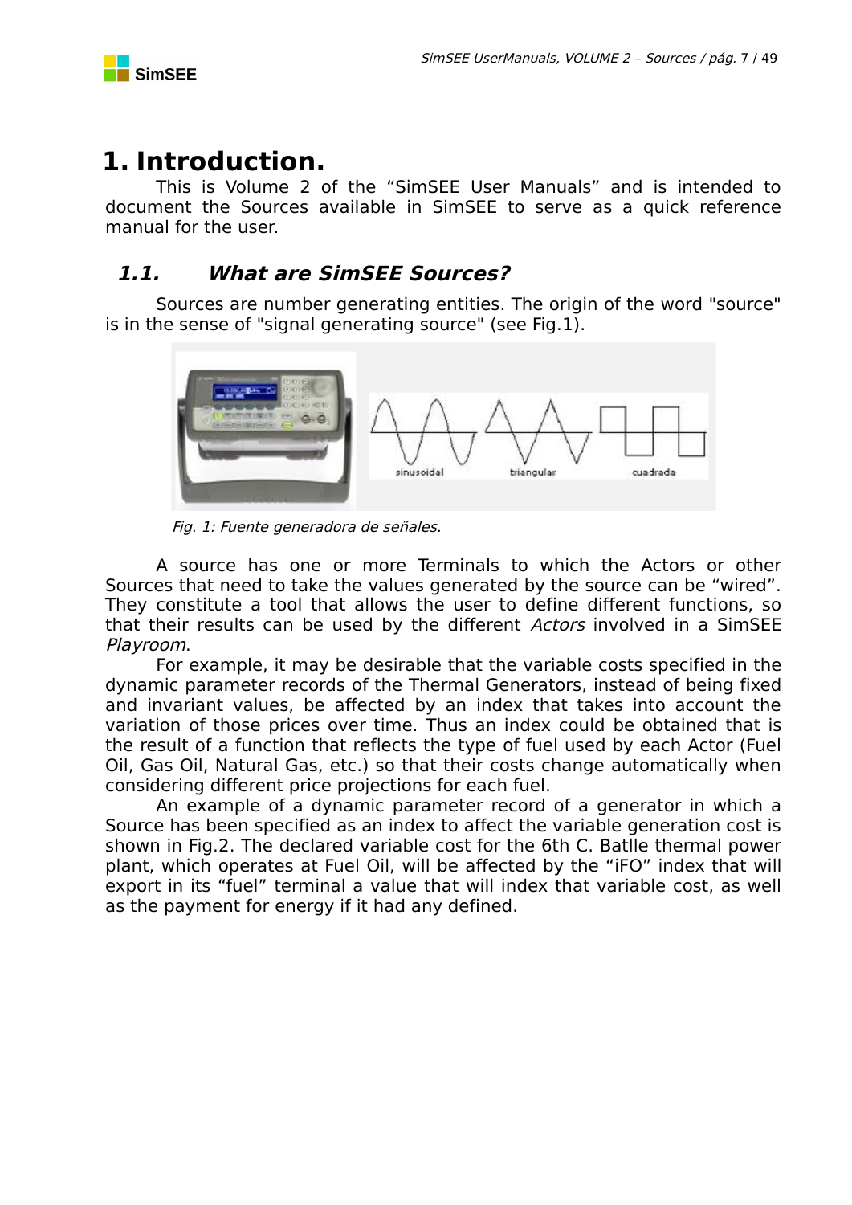# 1. Introduction.

This is Volume 2 of the “SimSEE User Manuals” and is intended to document the Sources available in SimSEE to serve as a quick reference manual for the user.

## 1.1. What are SimSEE Sources?

Sources are number generating entities. The origin of the word "source" is in the sense of "signal generating source" (see Fig.1).

*Fig. 1: Fuente generadora de señales.*

A source has one or more Terminals to which the Actors or other Sources that need to take the values generated by the source can be “wired”. They constitute a tool that allows the user to define different functions, so that their results can be used by the different *Actors* involved in a SimSEE *Playroom*.

For example, it may be desirable that the variable costs specified in the dynamic parameter records of the Thermal Generators, instead of being fixed and invariant values, be affected by an index that takes into account the variation of those prices over time. Thus an index could be obtained that is the result of a function that reflects the type of fuel used by each Actor (Fuel Oil, Gas Oil, Natural Gas, etc.) so that their costs change automatically when considering different price projections for each fuel.

An example of a dynamic parameter record of a generator in which a Source has been specified as an index to affect the variable generation cost is shown in Fig.2. The declared variable cost for the 6th C. Batlle thermal power plant, which operates at Fuel Oil, will be affected by the “iFO” index that will export in its “fuel” terminal a value that will index that variable cost, as well as the payment for energy if it had any defined.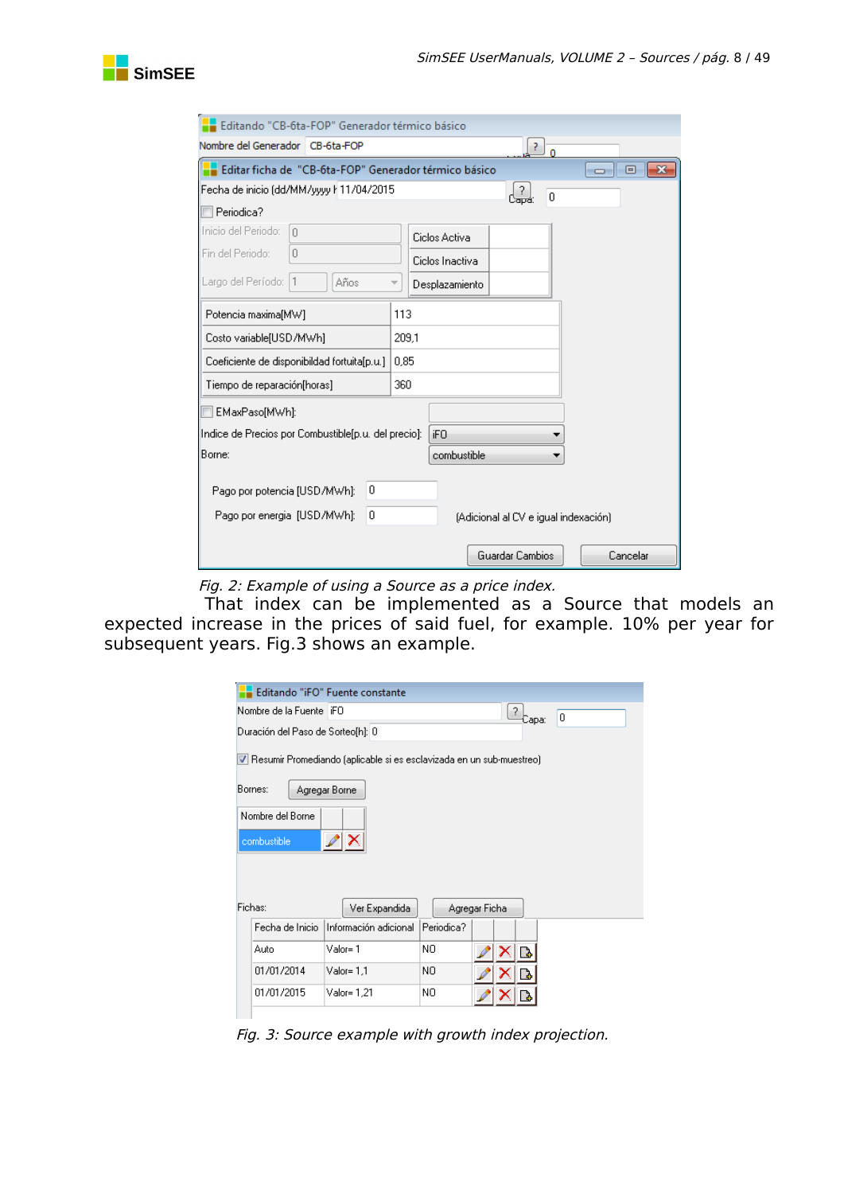*Fig. 2: Example of using a Source as a price index.*

That index can be implemented as a Source that models an expected increase in the prices of said fuel, for example. 10% per year for subsequent years. Fig.3 shows an example.

*Fig. 3: Source example with growth index projection.*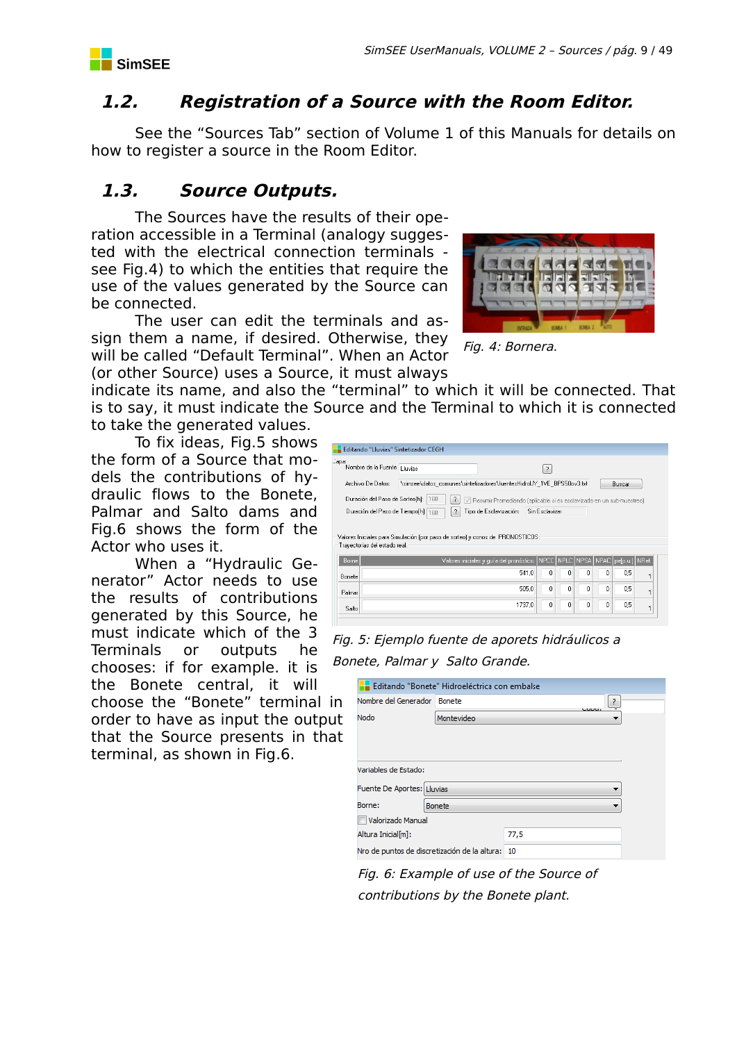## 1.2. Registration of a Source with the Room Editor.

See the "Sources Tab" section of Volume 1 of this Manuals for details on how to register a source in the Room Editor.

## 1.3. Source Outputs.

The Sources have the results of their operation accessible in a Terminal (analogy suggested with the electrical connection terminals - see Fig.4) to which the entities that require the use of the values generated by the Source can be connected.

*Fig. 4: Bornera.*

The user can edit the terminals and assign them a name, if desired. Otherwise, they will be called "Default Terminal". When an Actor (or other Source) uses a Source, it must always indicate its name, and also the "terminal" to which it will be connected. That is to say, it must indicate the Source and the Terminal to which it is connected to take the generated values.

To fix ideas, Fig.5 shows the form of a Source that models the contributions of hydraulic flows to the Bonete, Palmar and Salto dams and Fig.6 shows the form of the Actor who uses it.

*Fig. 5: Ejemplo fuente de aportes hidráulicos a Bonete, Palmar y Salto Grande.*

When a "Hydraulic Generator" Actor needs to use the results of contributions generated by this Source, he must indicate which of the 3 Terminals or outputs he chooses: if for example. it is the Bonete central, it will choose the "Bonete" terminal in order to have as input the output that the Source presents in that terminal, as shown in Fig.6.

*Fig. 6: Example of use of the Source of contributions by the Bonete plant.*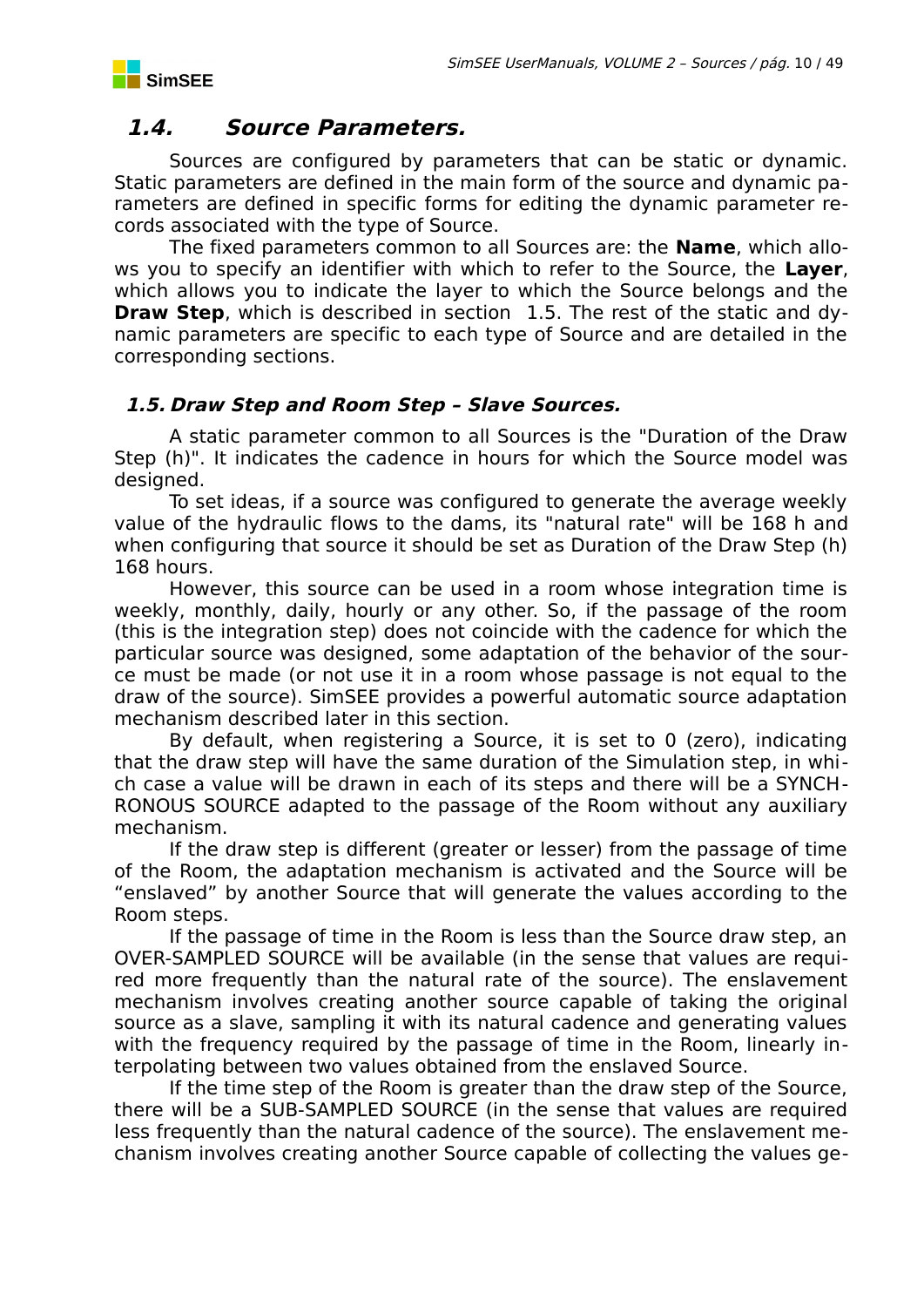## 1.4. Source Parameters.

Sources are configured by parameters that can be static or dynamic. Static parameters are defined in the main form of the source and dynamic parameters are defined in specific forms for editing the dynamic parameter records associated with the type of Source.

The fixed parameters common to all Sources are: the **Name**, which allows you to specify an identifier with which to refer to the Source, the **Layer**, which allows you to indicate the layer to which the Source belongs and the **Draw Step**, which is described in section 1.5. The rest of the static and dynamic parameters are specific to each type of Source and are detailed in the corresponding sections.

### 1.5. Draw Step and Room Step – Slave Sources.

A static parameter common to all Sources is the "Duration of the Draw Step (h)". It indicates the cadence in hours for which the Source model was designed.

To set ideas, if a source was configured to generate the average weekly value of the hydraulic flows to the dams, its "natural rate" will be 168 h and when configuring that source it should be set as Duration of the Draw Step (h) 168 hours.

However, this source can be used in a room whose integration time is weekly, monthly, daily, hourly or any other. So, if the passage of the room (this is the integration step) does not coincide with the cadence for which the particular source was designed, some adaptation of the behavior of the source must be made (or not use it in a room whose passage is not equal to the draw of the source). SimSEE provides a powerful automatic source adaptation mechanism described later in this section.

By default, when registering a Source, it is set to 0 (zero), indicating that the draw step will have the same duration of the Simulation step, in which case a value will be drawn in each of its steps and there will be a SYNCHRONOUS SOURCE adapted to the passage of the Room without any auxiliary mechanism.

If the draw step is different (greater or lesser) from the passage of time of the Room, the adaptation mechanism is activated and the Source will be “enslaved” by another Source that will generate the values according to the Room steps.

If the passage of time in the Room is less than the Source draw step, an OVER-SAMPLED SOURCE will be available (in the sense that values are required more frequently than the natural rate of the source). The enslavement mechanism involves creating another source capable of taking the original source as a slave, sampling it with its natural cadence and generating values with the frequency required by the passage of time in the Room, linearly interpolating between two values obtained from the enslaved Source.

If the time step of the Room is greater than the draw step of the Source, there will be a SUB-SAMPLED SOURCE (in the sense that values are required less frequently than the natural cadence of the source). The enslavement mechanism involves creating another Source capable of collecting the values ge-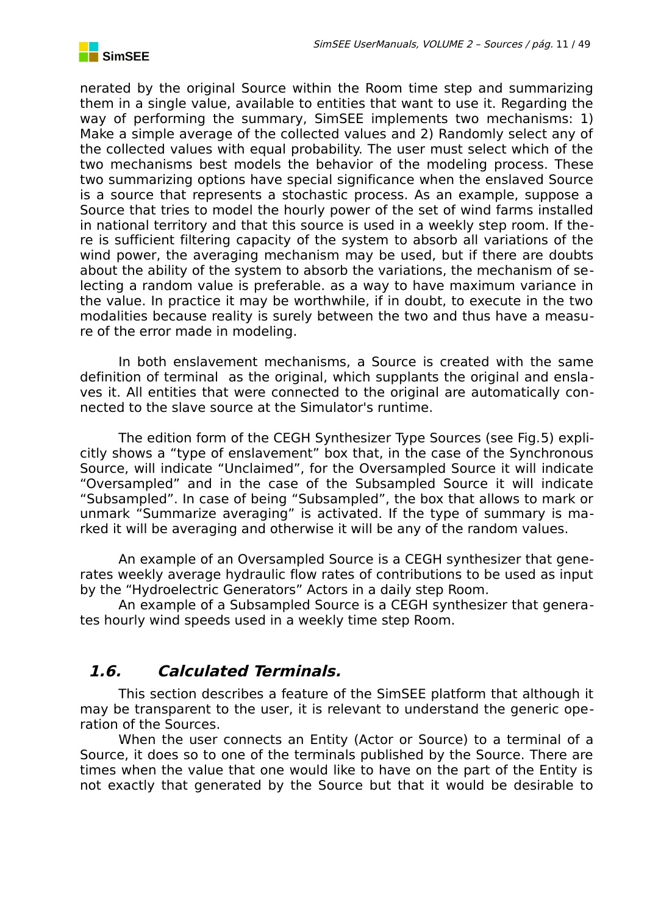nerated by the original Source within the Room time step and summarizing them in a single value, available to entities that want to use it. Regarding the way of performing the summary, SimSEE implements two mechanisms: 1) Make a simple average of the collected values and 2) Randomly select any of the collected values with equal probability. The user must select which of the two mechanisms best models the behavior of the modeling process. These two summarizing options have special significance when the enslaved Source is a source that represents a stochastic process. As an example, suppose a Source that tries to model the hourly power of the set of wind farms installed in national territory and that this source is used in a weekly step room. If there is sufficient filtering capacity of the system to absorb all variations of the wind power, the averaging mechanism may be used, but if there are doubts about the ability of the system to absorb the variations, the mechanism of selecting a random value is preferable. as a way to have maximum variance in the value. In practice it may be worthwhile, if in doubt, to execute in the two modalities because reality is surely between the two and thus have a measure of the error made in modeling.

In both enslavement mechanisms, a Source is created with the same definition of terminal as the original, which supplants the original and enslaves it. All entities that were connected to the original are automatically connected to the slave source at the Simulator's runtime.

The edition form of the CEGH Synthesizer Type Sources (see Fig.5) explicitly shows a "type of enslavement" box that, in the case of the Synchronous Source, will indicate "Unclaimed", for the Oversampled Source it will indicate "Oversampled" and in the case of the Subsampled Source it will indicate "Subsampled". In case of being "Subsampled", the box that allows to mark or unmark "Summarize averaging" is activated. If the type of summary is marked it will be averaging and otherwise it will be any of the random values.

An example of an Oversampled Source is a CEGH synthesizer that generates weekly average hydraulic flow rates of contributions to be used as input by the "Hydroelectric Generators" Actors in a daily step Room.

An example of a Subsampled Source is a CEGH synthesizer that generates hourly wind speeds used in a weekly time step Room.

## 1.6. Calculated Terminals.

This section describes a feature of the SimSEE platform that although it may be transparent to the user, it is relevant to understand the generic operation of the Sources.

When the user connects an Entity (Actor or Source) to a terminal of a Source, it does so to one of the terminals published by the Source. There are times when the value that one would like to have on the part of the Entity is not exactly that generated by the Source but that it would be desirable to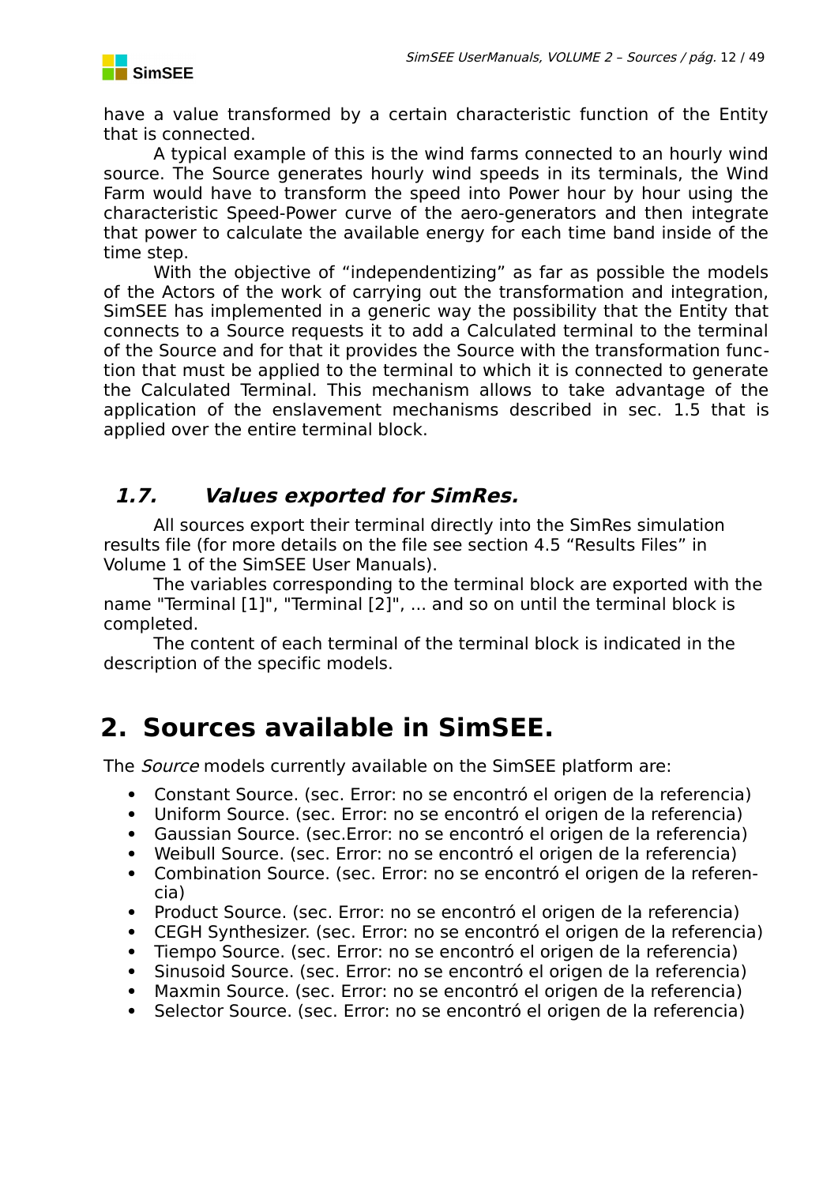have a value transformed by a certain characteristic function of the Entity that is connected.

A typical example of this is the wind farms connected to an hourly wind source. The Source generates hourly wind speeds in its terminals, the Wind Farm would have to transform the speed into Power hour by hour using the characteristic Speed-Power curve of the aero-generators and then integrate that power to calculate the available energy for each time band inside of the time step.

With the objective of “independentizing” as far as possible the models of the Actors of the work of carrying out the transformation and integration, SimSEE has implemented in a generic way the possibility that the Entity that connects to a Source requests it to add a Calculated terminal to the terminal of the Source and for that it provides the Source with the transformation function that must be applied to the terminal to which it is connected to generate the Calculated Terminal. This mechanism allows to take advantage of the application of the enslavement mechanisms described in sec. 1.5 that is applied over the entire terminal block.

### *1.7. Values exported for SimRes.*

All sources export their terminal directly into the SimRes simulation results file (for more details on the file see section 4.5 “Results Files” in Volume 1 of the SimSEE User Manuals).

The variables corresponding to the terminal block are exported with the name "Terminal [1]", "Terminal [2]", ... and so on until the terminal block is completed.

The content of each terminal of the terminal block is indicated in the description of the specific models.

# 2. Sources available in SimSEE.

The *Source* models currently available on the SimSEE platform are:

- Constant Source. (sec. Error: no se encontró el origen de la referencia)
- Uniform Source. (sec. Error: no se encontró el origen de la referencia)
- Gaussian Source. (sec.Error: no se encontró el origen de la referencia)
- Weibull Source. (sec. Error: no se encontró el origen de la referencia)
- Combination Source. (sec. Error: no se encontró el origen de la referencia)
- Product Source. (sec. Error: no se encontró el origen de la referencia)
- CEGH Synthesizer. (sec. Error: no se encontró el origen de la referencia)
- Tiempo Source. (sec. Error: no se encontró el origen de la referencia)
- Sinusoid Source. (sec. Error: no se encontró el origen de la referencia)
- Maxmin Source. (sec. Error: no se encontró el origen de la referencia)
- Selector Source. (sec. Error: no se encontró el origen de la referencia)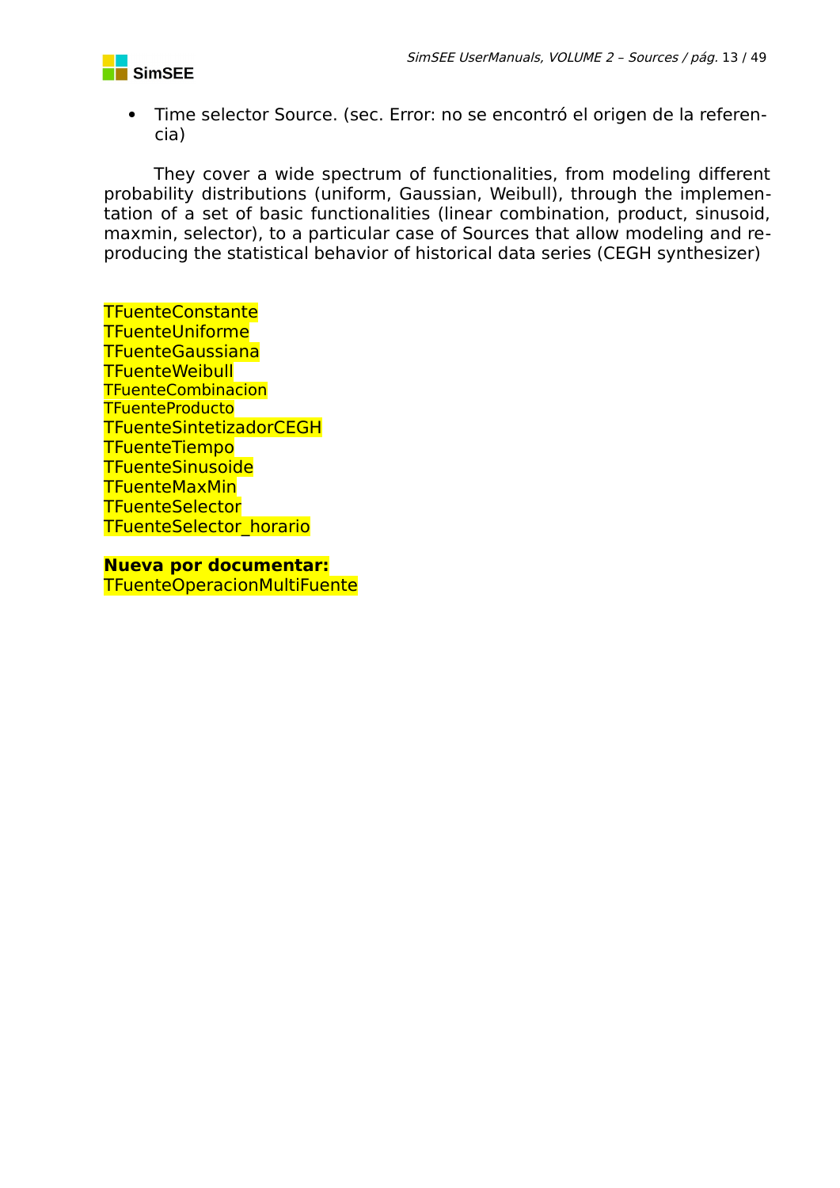- Time selector Source. (sec. Error: no se encontró el origen de la referencia)

They cover a wide spectrum of functionalities, from modeling different probability distributions (uniform, Gaussian, Weibull), through the implementation of a set of basic functionalities (linear combination, product, sinusoid, maxmin, selector), to a particular case of Sources that allow modeling and reproducing the statistical behavior of historical data series (CEGH synthesizer)

TFuenteConstante
TFuenteUniforme
TFuenteGaussiana
TFuenteWeibull
TFuenteCombinacion
TFuenteProducto
TFuenteSintetizadorCEGH
TFuenteTiempo
TFuenteSinusoide
TFuenteMaxMin
TFuenteSelector
TFuenteSelector_horario

**Nueva por documentar:**
TFuenteOperacionMultiFuente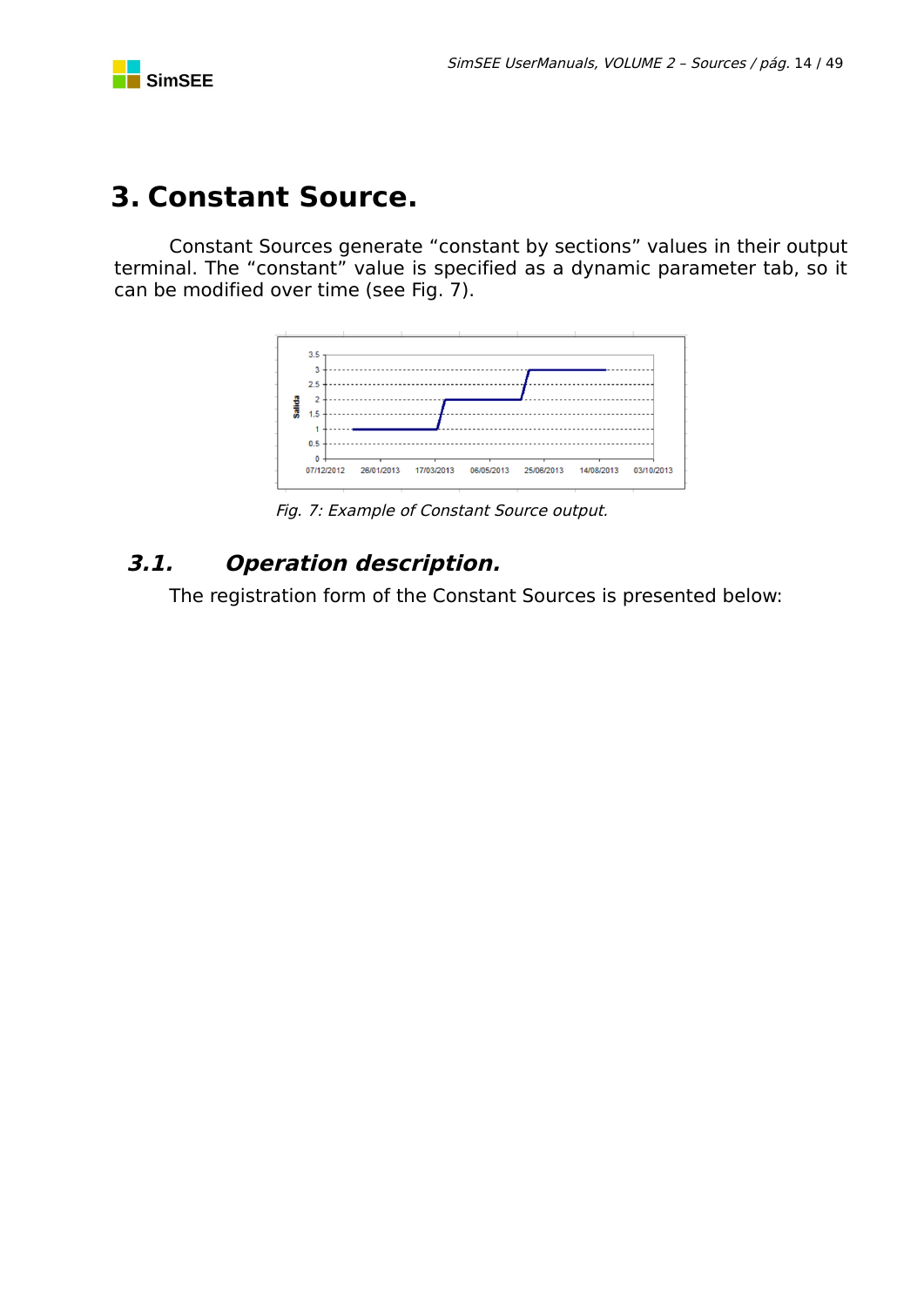# 3. Constant Source.

Constant Sources generate “constant by sections” values in their output terminal. The “constant” value is specified as a dynamic parameter tab, so it can be modified over time (see Fig. 7).

*Fig. 7: Example of Constant Source output.*

## 3.1. Operation description.

The registration form of the Constant Sources is presented below: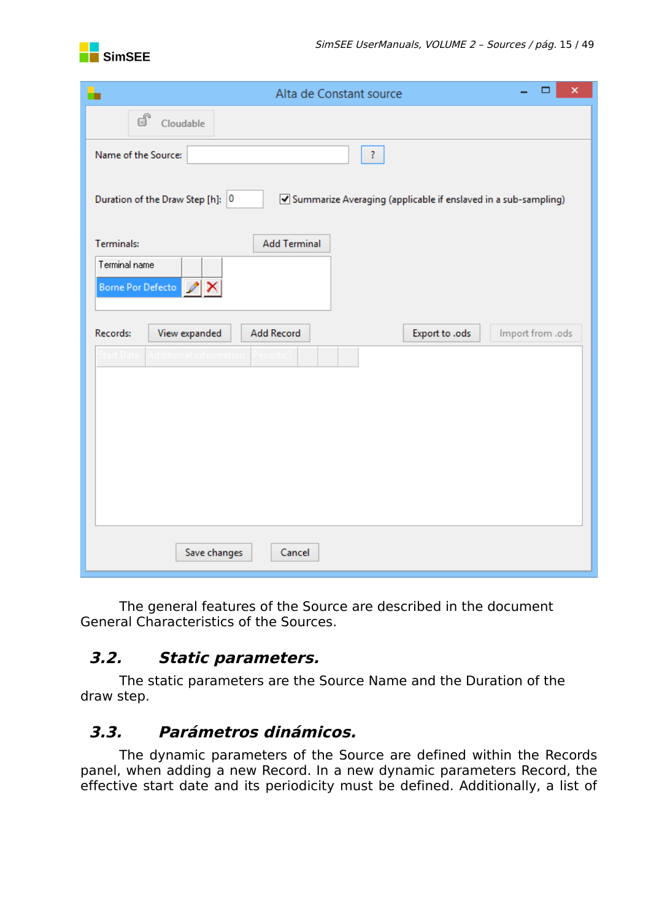The general features of the Source are described in the document General Characteristics of the Sources.

## 3.2. Static parameters.

The static parameters are the Source Name and the Duration of the draw step.

## 3.3. Parámetros dinámicos.

The dynamic parameters of the Source are defined within the Records panel, when adding a new Record. In a new dynamic parameters Record, the effective start date and its periodicity must be defined. Additionally, a list of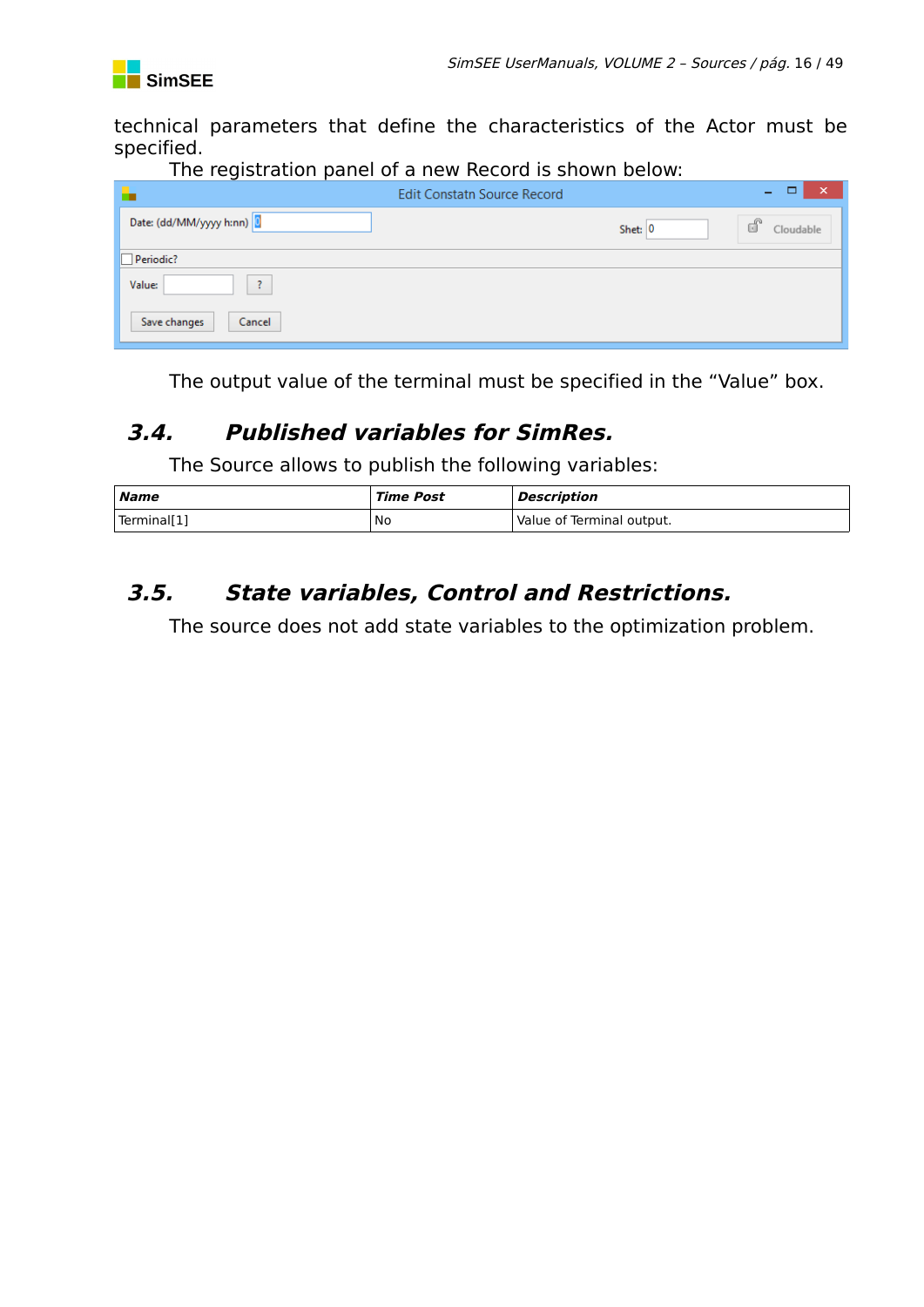technical parameters that define the characteristics of the Actor must be specified.

The registration panel of a new Record is shown below:

The output value of the terminal must be specified in the “Value” box.

## 3.4. Published variables for SimRes.

The Source allows to publish the following variables:

| ***Name*** | ***Time Post*** | ***Description*** |
|---|---|---|
| Terminal[1] | No | Value of Terminal output. |

## 3.5. State variables, Control and Restrictions.

The source does not add state variables to the optimization problem.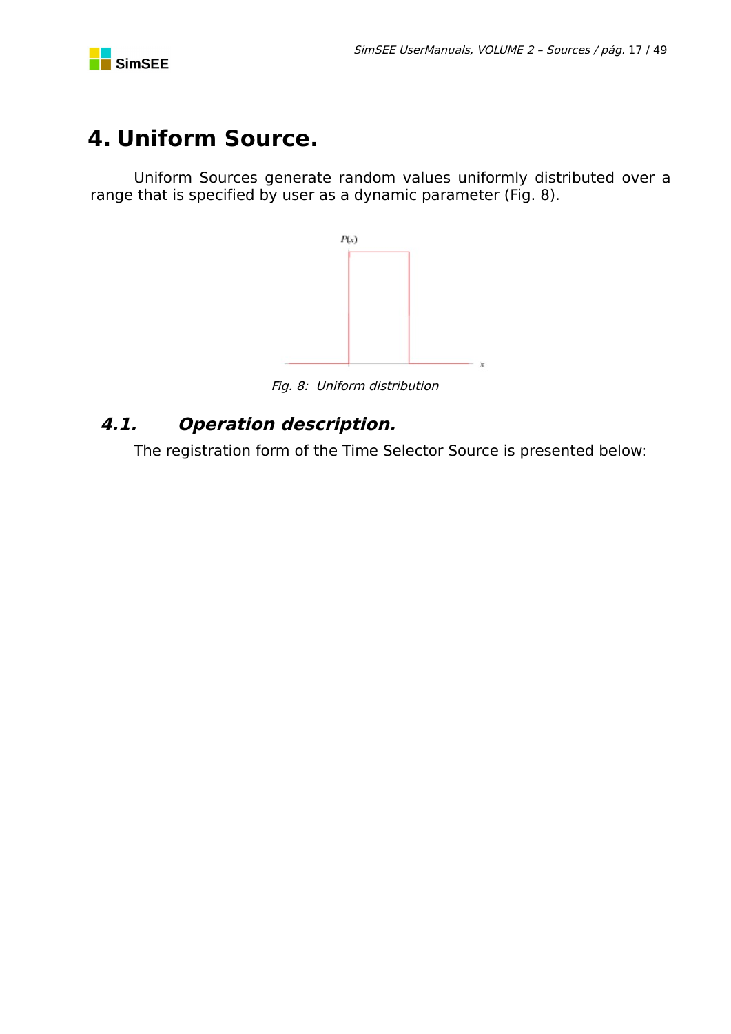# 4. Uniform Source.

Uniform Sources generate random values uniformly distributed over a range that is specified by user as a dynamic parameter (Fig. 8).

*Fig. 8: Uniform distribution*

## *4.1. Operation description.*

The registration form of the Time Selector Source is presented below: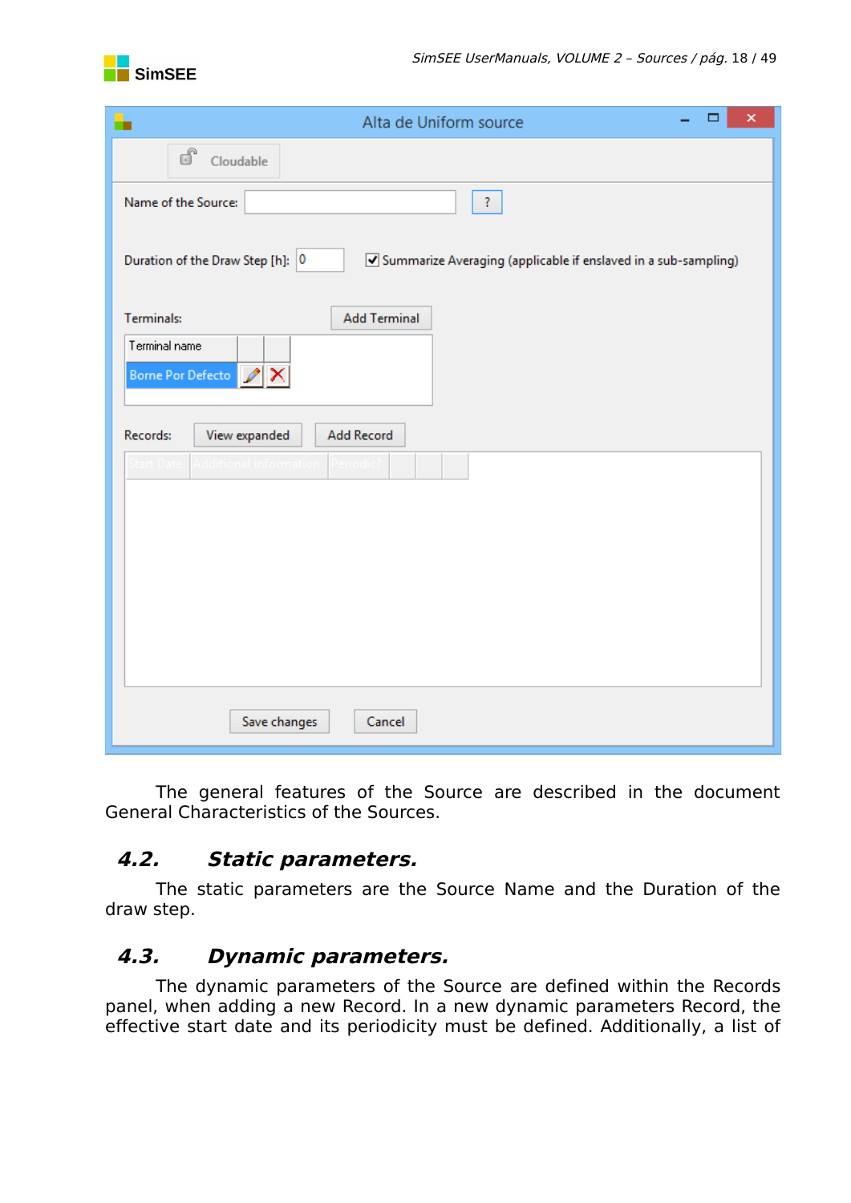The general features of the Source are described in the document General Characteristics of the Sources.

## 4.2. Static parameters.

The static parameters are the Source Name and the Duration of the draw step.

## 4.3. Dynamic parameters.

The dynamic parameters of the Source are defined within the Records panel, when adding a new Record. In a new dynamic parameters Record, the effective start date and its periodicity must be defined. Additionally, a list of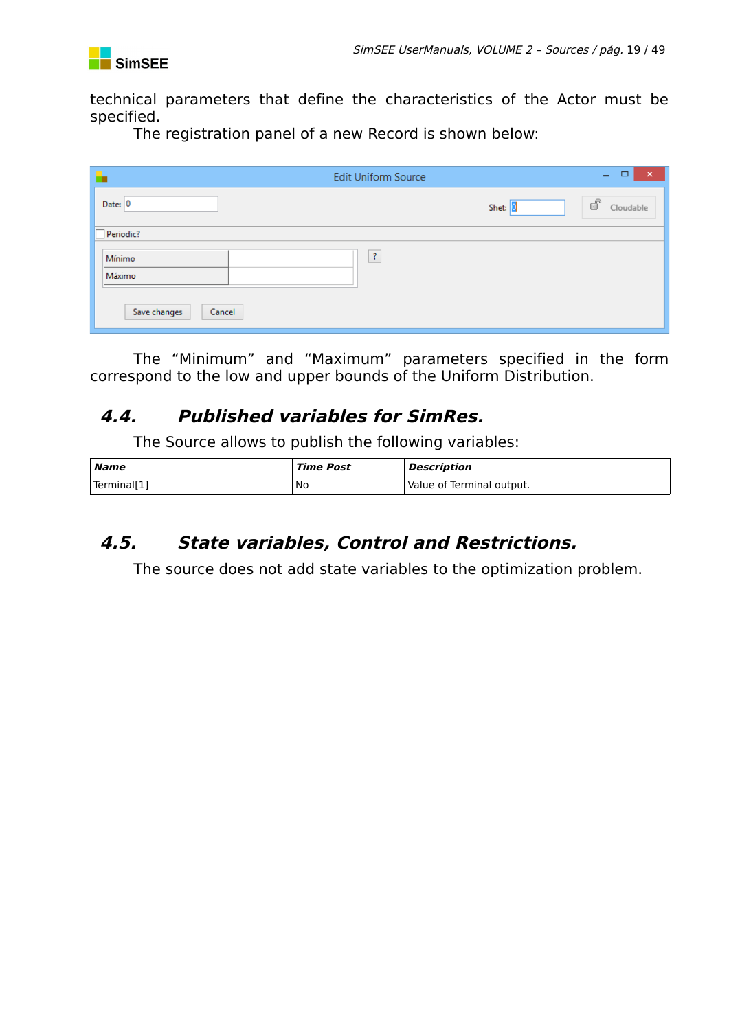technical parameters that define the characteristics of the Actor must be specified.

The registration panel of a new Record is shown below:

The “Minimum” and “Maximum” parameters specified in the form correspond to the low and upper bounds of the Uniform Distribution.

## 4.4. Published variables for SimRes.

The Source allows to publish the following variables:

| Name | Time Post | Description |
|---|---|---|
| Terminal[1] | No | Value of Terminal output. |

## 4.5. State variables, Control and Restrictions.

The source does not add state variables to the optimization problem.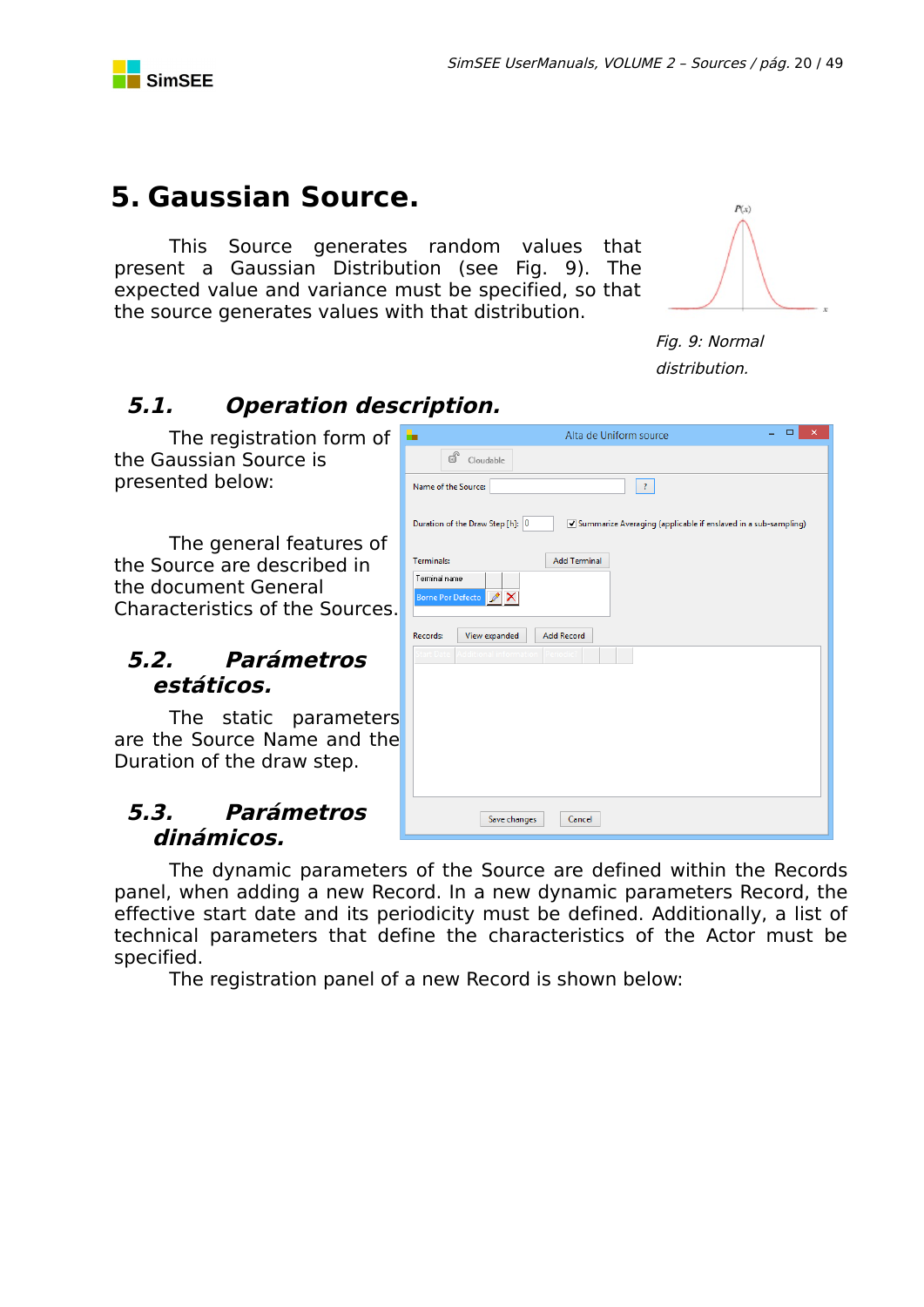# 5. Gaussian Source.

This Source generates random values that present a Gaussian Distribution (see Fig. 9). The expected value and variance must be specified, so that the source generates values with that distribution.

*Fig. 9: Normal distribution.*

## 5.1. Operation description.

The registration form of the Gaussian Source is presented below:

The general features of the Source are described in the document General Characteristics of the Sources.

## 5.2. Parámetros estáticos.

The static parameters are the Source Name and the Duration of the draw step.

## 5.3. Parámetros dinámicos.

The dynamic parameters of the Source are defined within the Records panel, when adding a new Record. In a new dynamic parameters Record, the effective start date and its periodicity must be defined. Additionally, a list of technical parameters that define the characteristics of the Actor must be specified.

The registration panel of a new Record is shown below: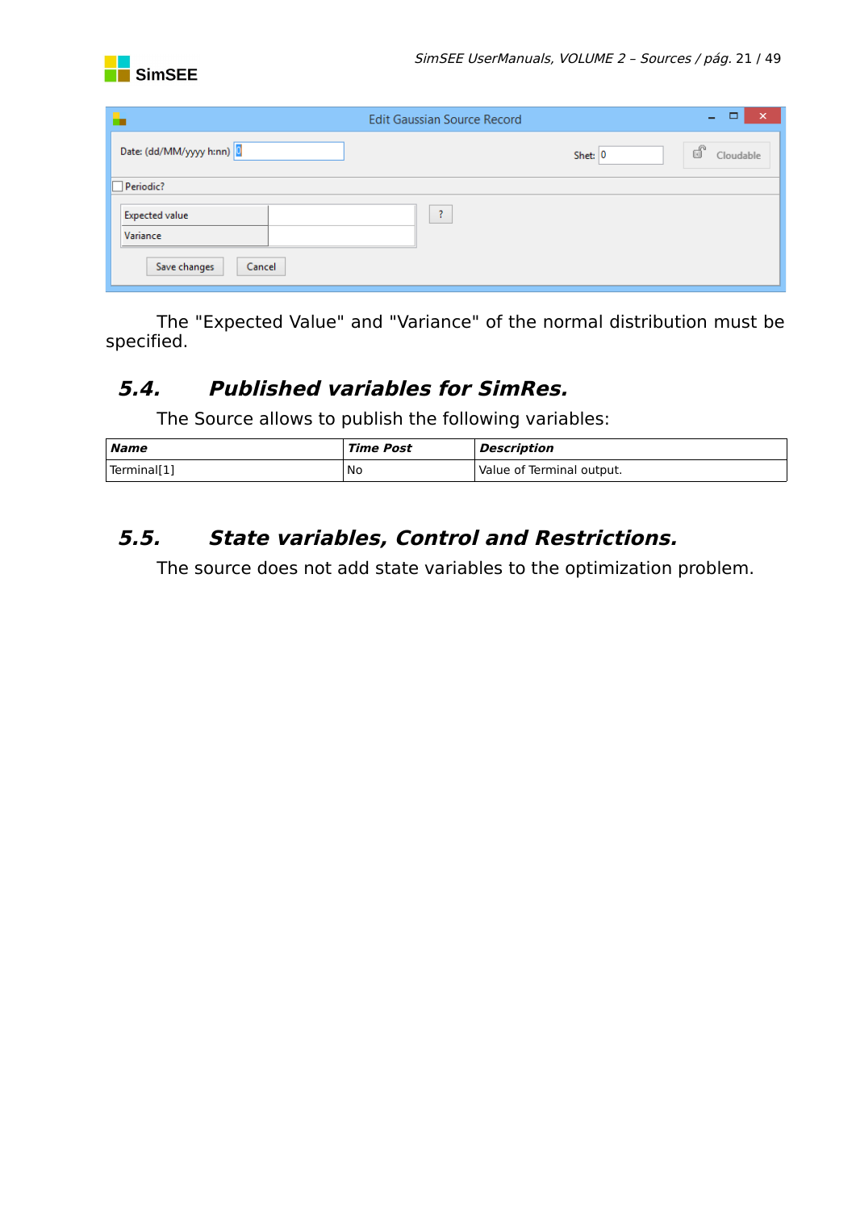The "Expected Value" and "Variance" of the normal distribution must be specified.

## 5.4. Published variables for SimRes.

The Source allows to publish the following variables:

| ***Name*** | ***Time Post*** | ***Description*** |
|---|---|---|
| Terminal[1] | No | Value of Terminal output. |

## 5.5. State variables, Control and Restrictions.

The source does not add state variables to the optimization problem.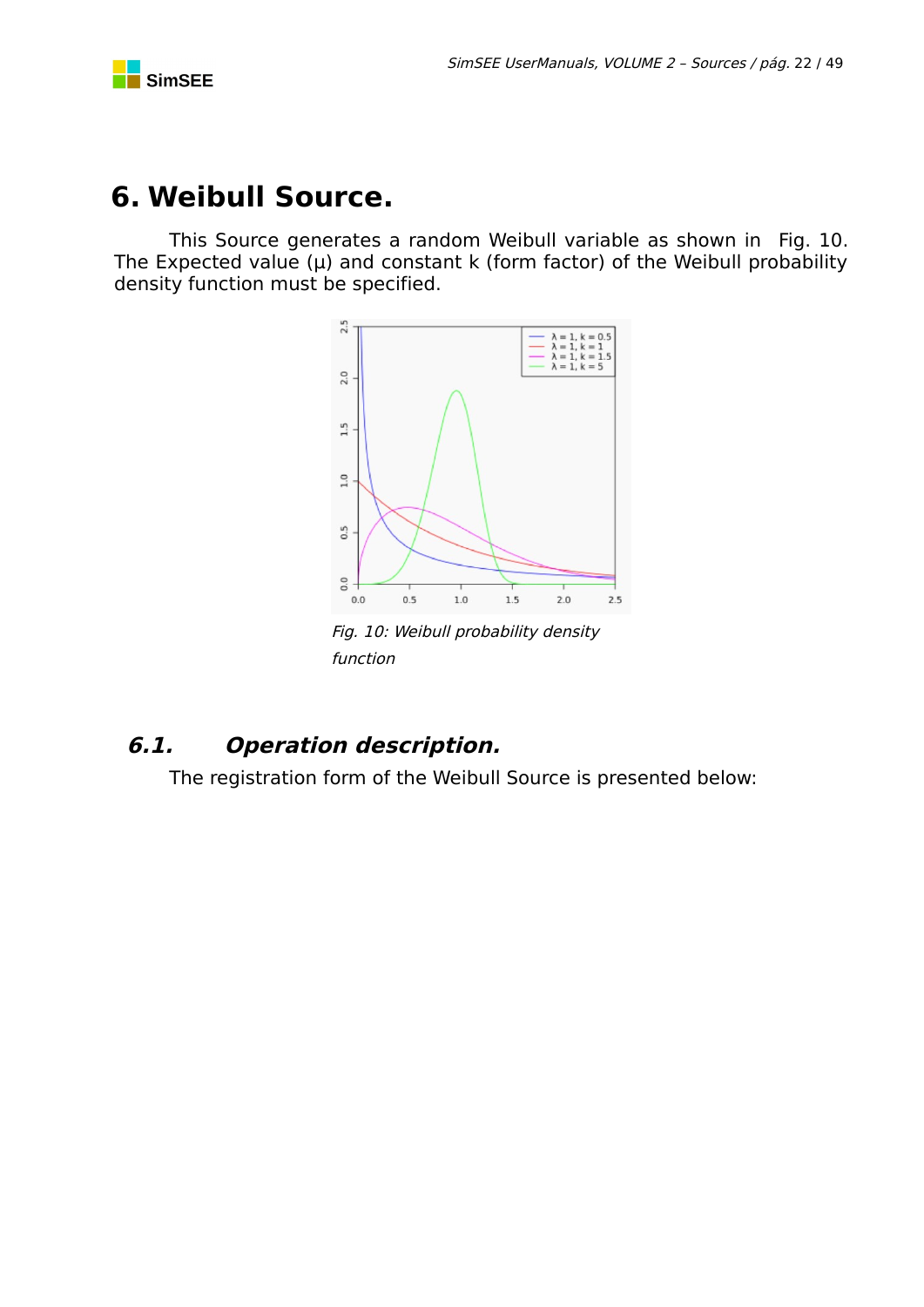# 6. Weibull Source.

This Source generates a random Weibull variable as shown in Fig. 10. The Expected value (μ) and constant k (form factor) of the Weibull probability density function must be specified.

*Fig. 10: Weibull probability density function*

## 6.1. Operation description.

The registration form of the Weibull Source is presented below: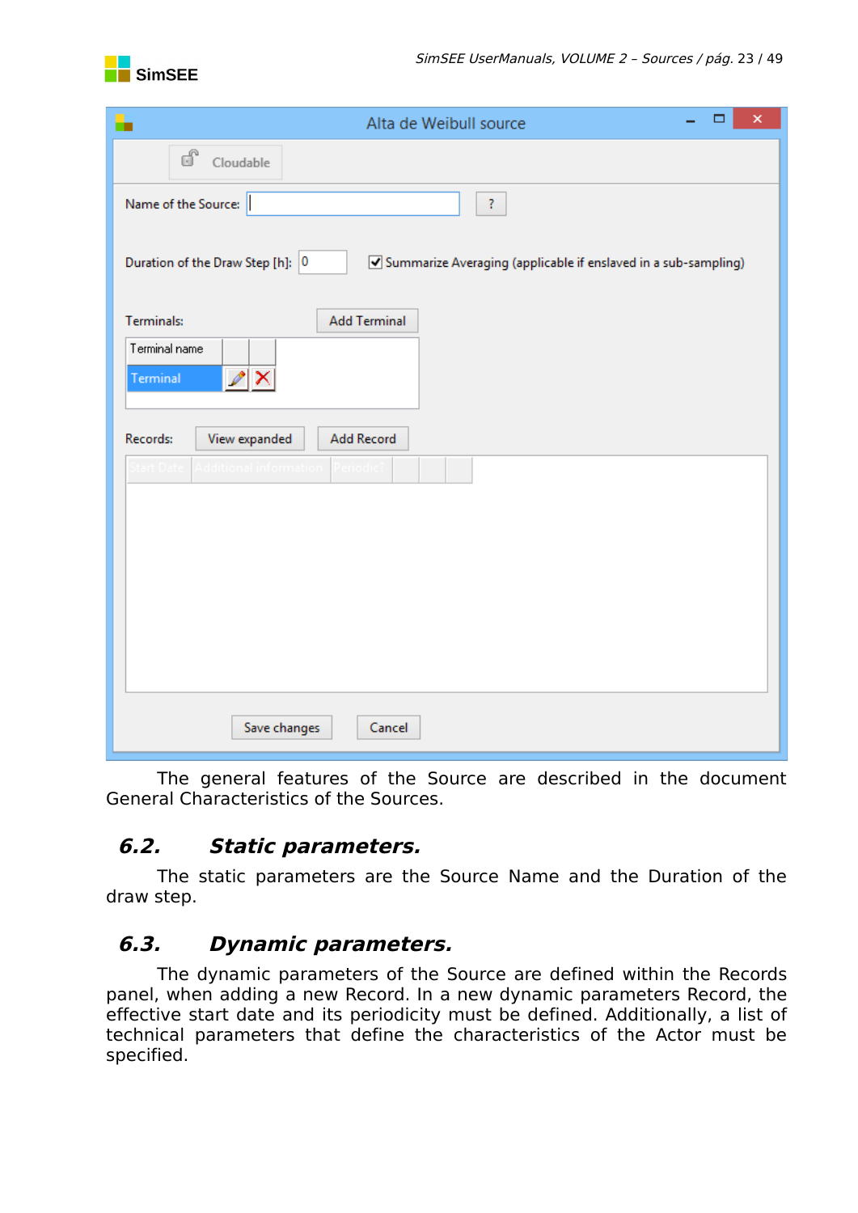The general features of the Source are described in the document General Characteristics of the Sources.

## 6.2. Static parameters.

The static parameters are the Source Name and the Duration of the draw step.

## 6.3. Dynamic parameters.

The dynamic parameters of the Source are defined within the Records panel, when adding a new Record. In a new dynamic parameters Record, the effective start date and its periodicity must be defined. Additionally, a list of technical parameters that define the characteristics of the Actor must be specified.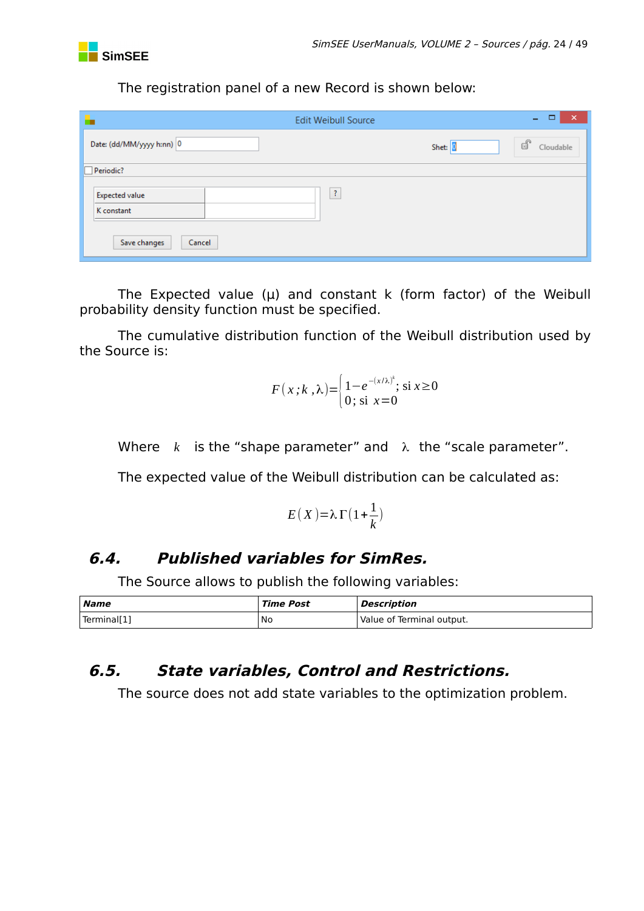The registration panel of a new Record is shown below:

The Expected value (μ) and constant k (form factor) of the Weibull probability density function must be specified.

The cumulative distribution function of the Weibull distribution used by the Source is:

$$F(x;k,\lambda)=\begin{cases}1-e^{-(x/\lambda)^k};\ \text{si } x\geq 0\\ 0;\ \text{si } x=0\end{cases}$$

Where $k$ is the “shape parameter” and $\lambda$ the “scale parameter”.

The expected value of the Weibull distribution can be calculated as:

$$E(X)=\lambda\Gamma(1+\frac{1}{k})$$

## 6.4. Published variables for SimRes.

The Source allows to publish the following variables:

| **Name** | **Time Post** | **Description** |
|---|---|---|
| Terminal[1] | No | Value of Terminal output. |

## 6.5. State variables, Control and Restrictions.

The source does not add state variables to the optimization problem.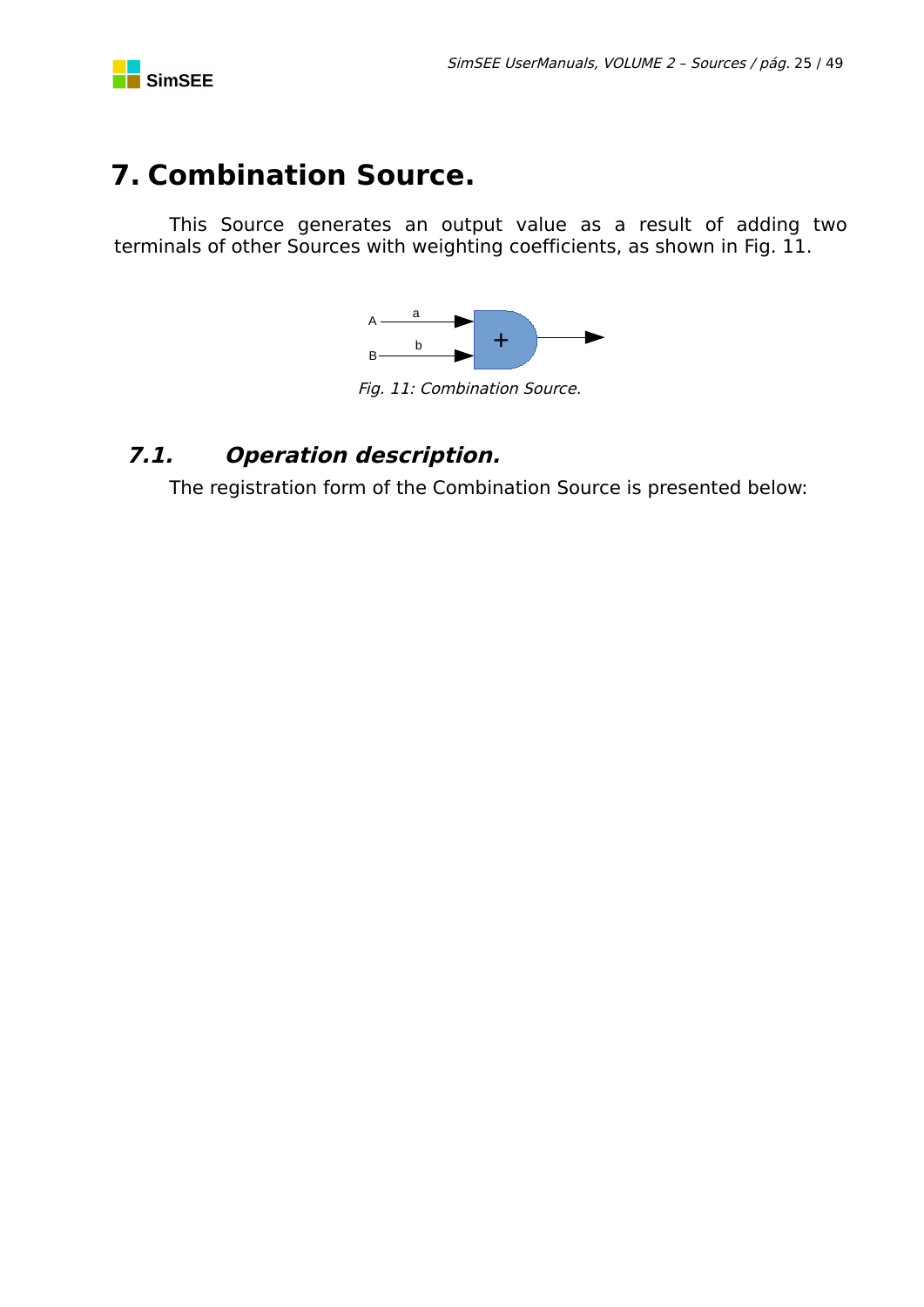# 7. Combination Source.

This Source generates an output value as a result of adding two terminals of other Sources with weighting coefficients, as shown in Fig. 11.

*Fig. 11: Combination Source.*

## *7.1. Operation description.*

The registration form of the Combination Source is presented below: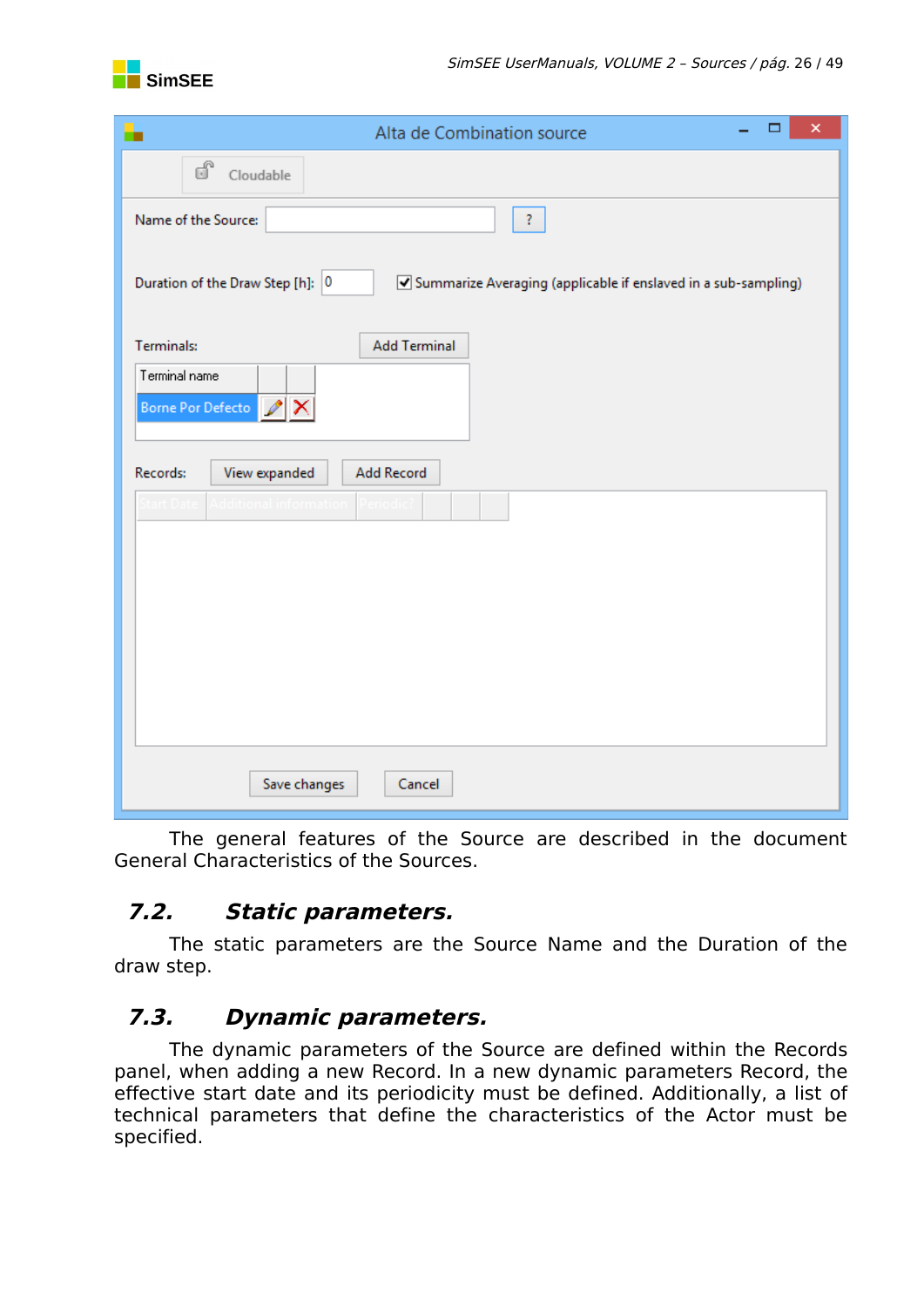The general features of the Source are described in the document General Characteristics of the Sources.

## 7.2. Static parameters.

The static parameters are the Source Name and the Duration of the draw step.

## 7.3. Dynamic parameters.

The dynamic parameters of the Source are defined within the Records panel, when adding a new Record. In a new dynamic parameters Record, the effective start date and its periodicity must be defined. Additionally, a list of technical parameters that define the characteristics of the Actor must be specified.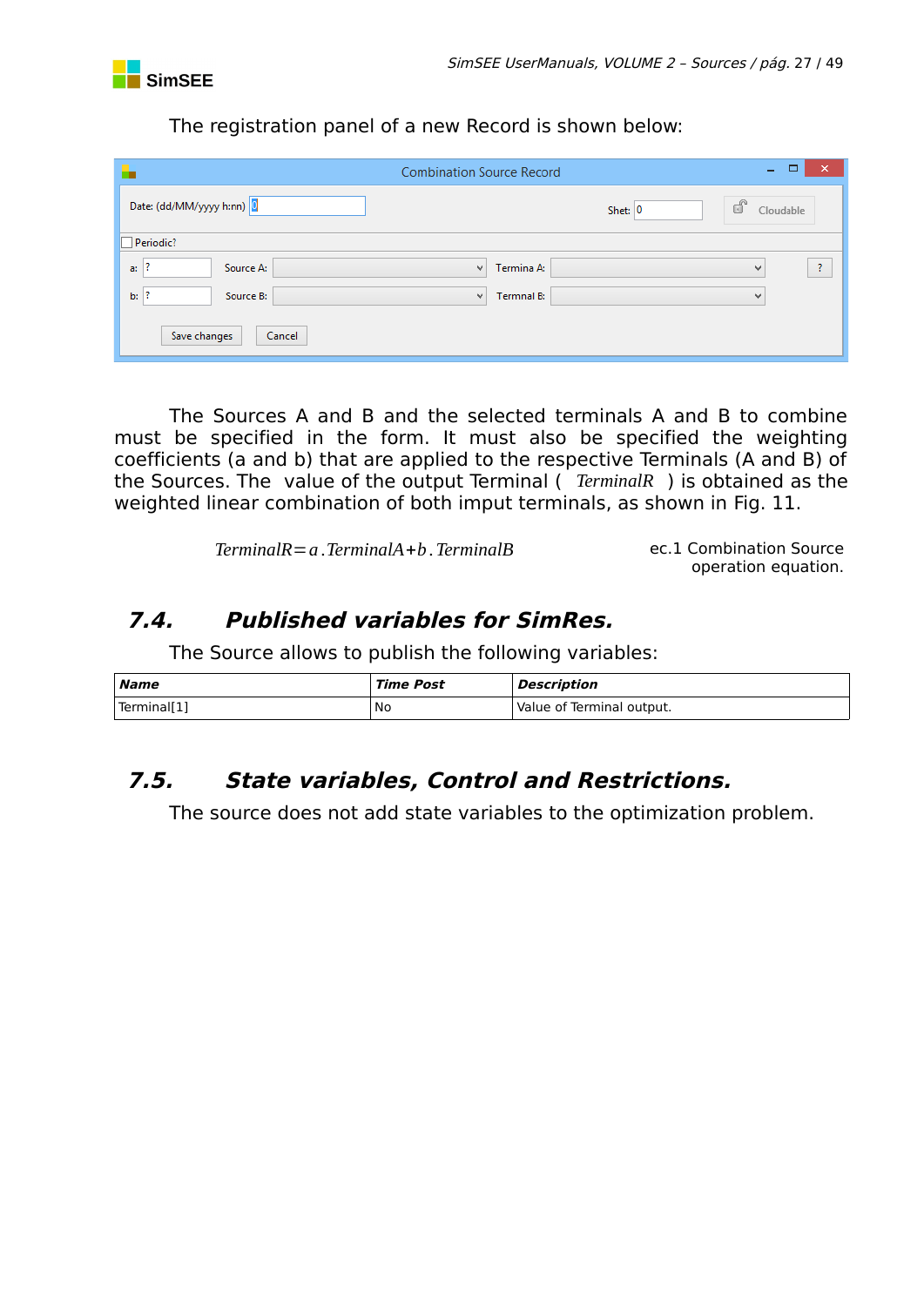The registration panel of a new Record is shown below:

The Sources A and B and the selected terminals A and B to combine must be specified in the form. It must also be specified the weighting coefficients (a and b) that are applied to the respective Terminals (A and B) of the Sources. The value of the output Terminal ( $TerminalR$ ) is obtained as the weighted linear combination of both imput terminals, as shown in Fig. 11.

$$TerminalR = a . TerminalA + b . TerminalB$$

ec.1 Combination Source operation equation.

## 7.4. Published variables for SimRes.

The Source allows to publish the following variables:

| Name | Time Post | Description |
|---|---|---|
| Terminal[1] | No | Value of Terminal output. |

## 7.5. State variables, Control and Restrictions.

The source does not add state variables to the optimization problem.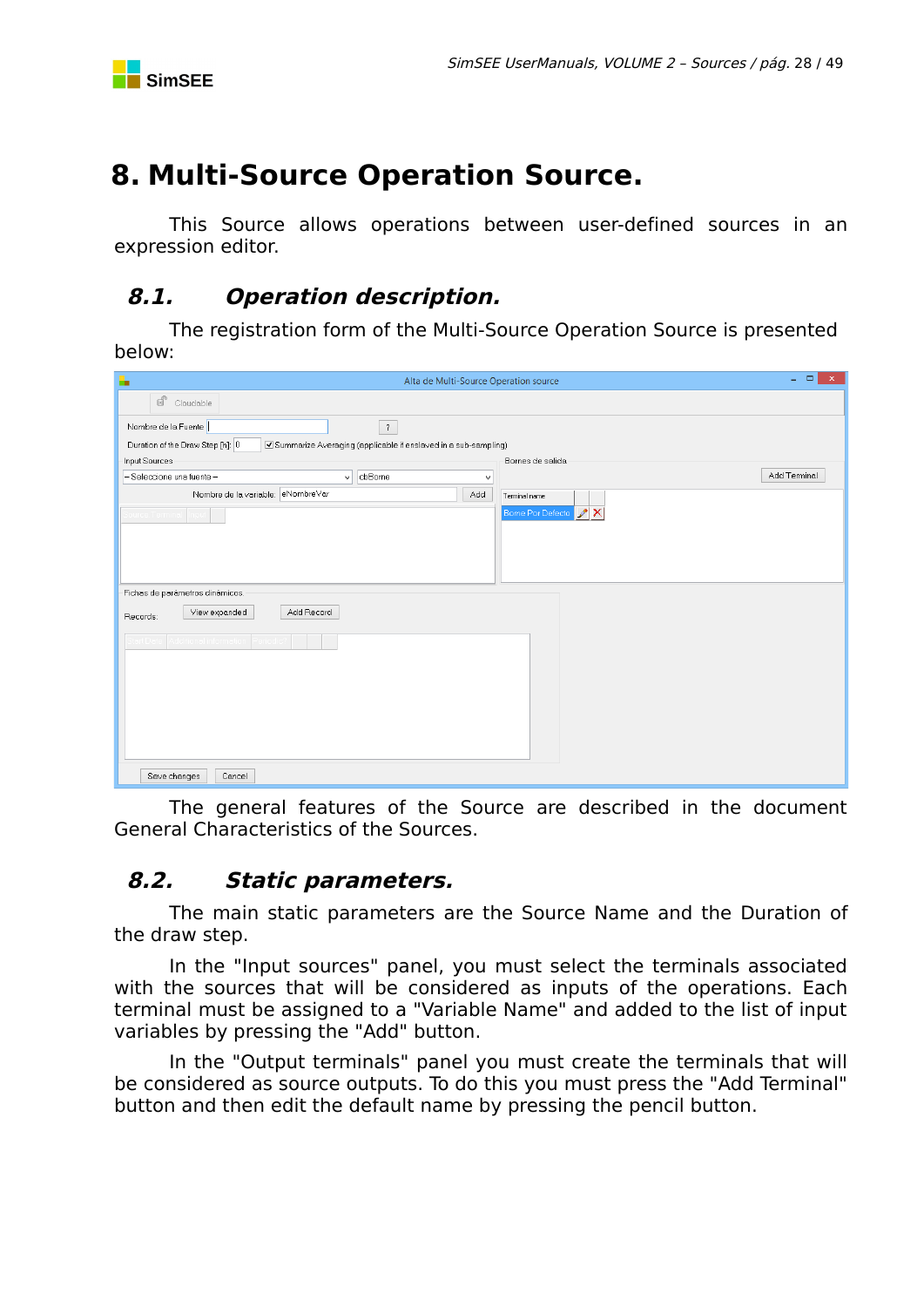# 8. Multi-Source Operation Source.

This Source allows operations between user-defined sources in an expression editor.

## 8.1. Operation description.

The registration form of the Multi-Source Operation Source is presented below:

The general features of the Source are described in the document General Characteristics of the Sources.

## 8.2. Static parameters.

The main static parameters are the Source Name and the Duration of the draw step.

In the "Input sources" panel, you must select the terminals associated with the sources that will be considered as inputs of the operations. Each terminal must be assigned to a "Variable Name" and added to the list of input variables by pressing the "Add" button.

In the "Output terminals" panel you must create the terminals that will be considered as source outputs. To do this you must press the "Add Terminal" button and then edit the default name by pressing the pencil button.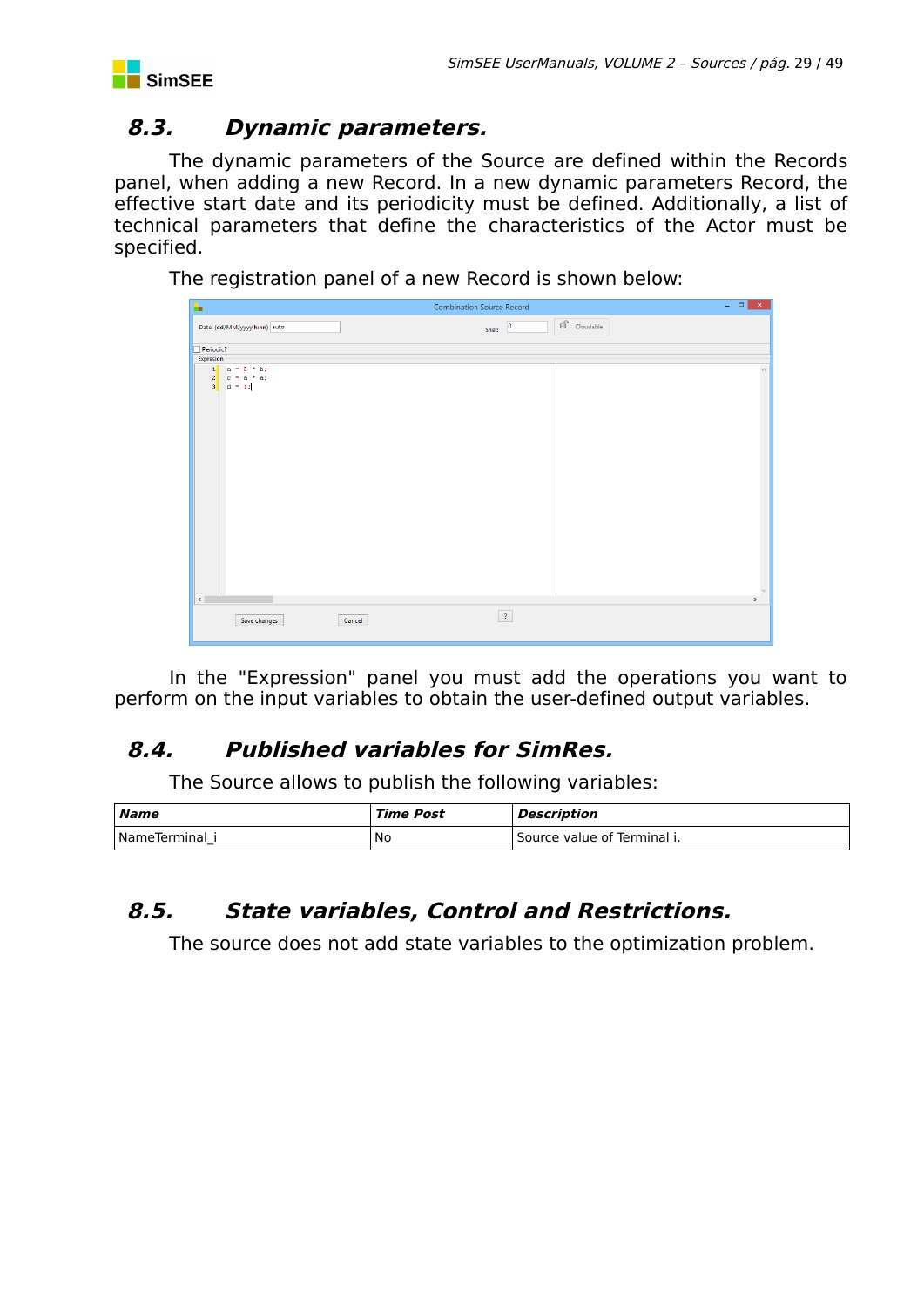## 8.3. Dynamic parameters.

The dynamic parameters of the Source are defined within the Records panel, when adding a new Record. In a new dynamic parameters Record, the effective start date and its periodicity must be defined. Additionally, a list of technical parameters that define the characteristics of the Actor must be specified.

The registration panel of a new Record is shown below:

In the "Expression" panel you must add the operations you want to perform on the input variables to obtain the user-defined output variables.

## 8.4. Published variables for SimRes.

The Source allows to publish the following variables:

| ***Name*** | ***Time Post*** | ***Description*** |
|---|---|---|
| NameTerminal_i | No | Source value of Terminal i. |

## 8.5. State variables, Control and Restrictions.

The source does not add state variables to the optimization problem.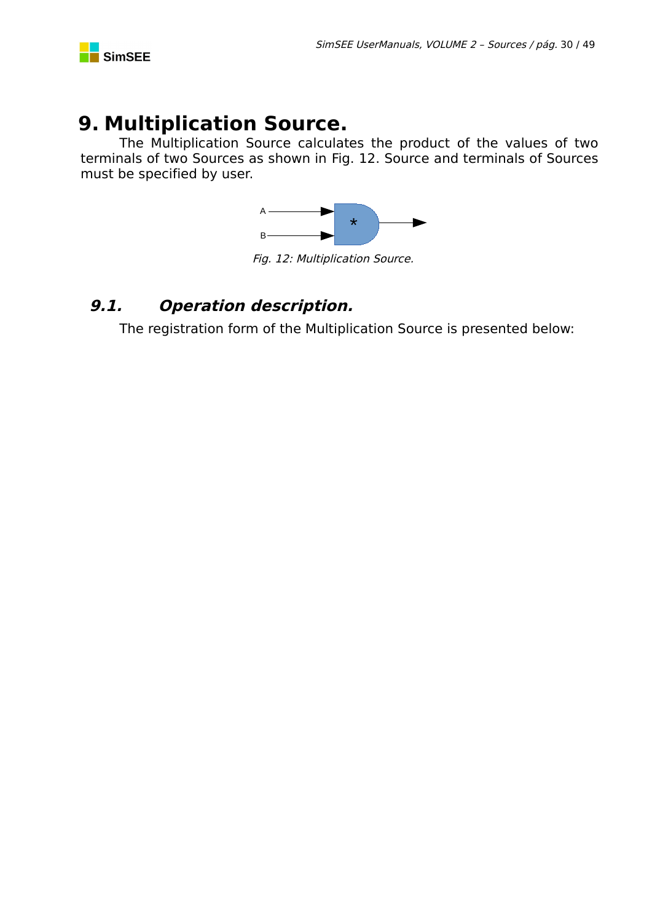# 9. Multiplication Source.

The Multiplication Source calculates the product of the values of two terminals of two Sources as shown in Fig. 12. Source and terminals of Sources must be specified by user.

Fig. 12: Multiplication Source.

## 9.1. Operation description.

The registration form of the Multiplication Source is presented below: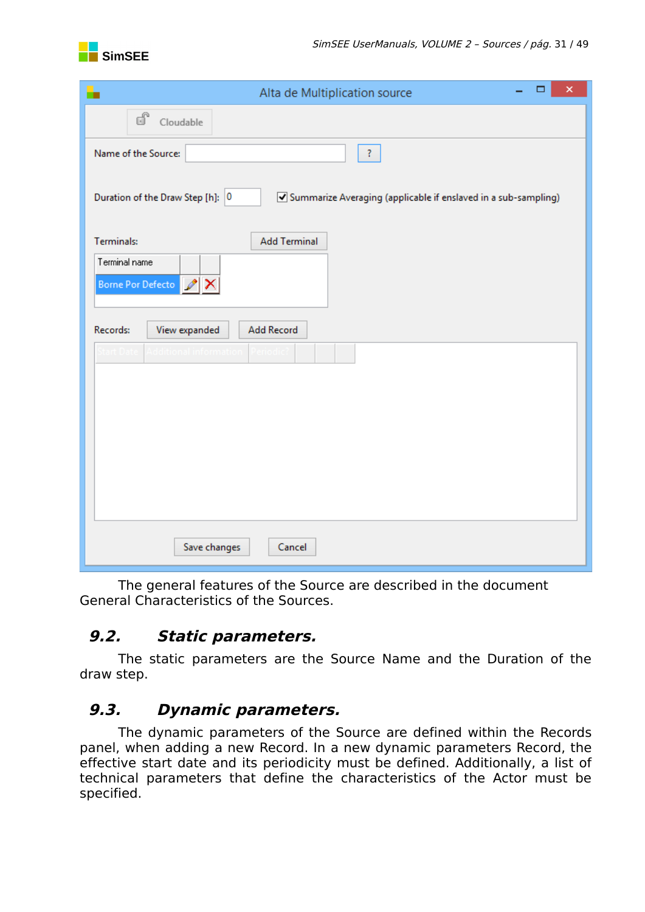The general features of the Source are described in the document General Characteristics of the Sources.

## 9.2. Static parameters.

The static parameters are the Source Name and the Duration of the draw step.

## 9.3. Dynamic parameters.

The dynamic parameters of the Source are defined within the Records panel, when adding a new Record. In a new dynamic parameters Record, the effective start date and its periodicity must be defined. Additionally, a list of technical parameters that define the characteristics of the Actor must be specified.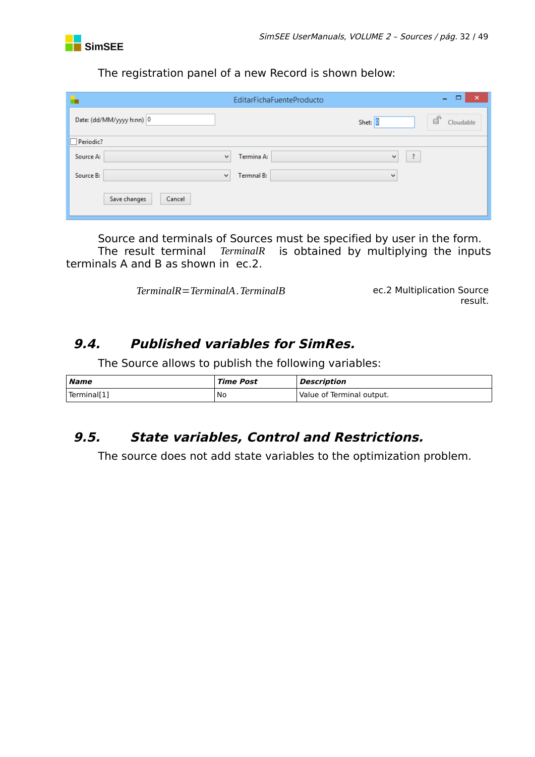The registration panel of a new Record is shown below:

Source and terminals of Sources must be specified by user in the form.

The result terminal $TerminalR$ is obtained by multiplying the inputs terminals A and B as shown in ec.2.

$$TerminalR = TerminalA . TerminalB$$

ec.2 Multiplication Source result.

## 9.4. Published variables for SimRes.

The Source allows to publish the following variables:

| ***Name*** | ***Time Post*** | ***Description*** |
|---|---|---|
| Terminal[1] | No | Value of Terminal output. |

## 9.5. State variables, Control and Restrictions.

The source does not add state variables to the optimization problem.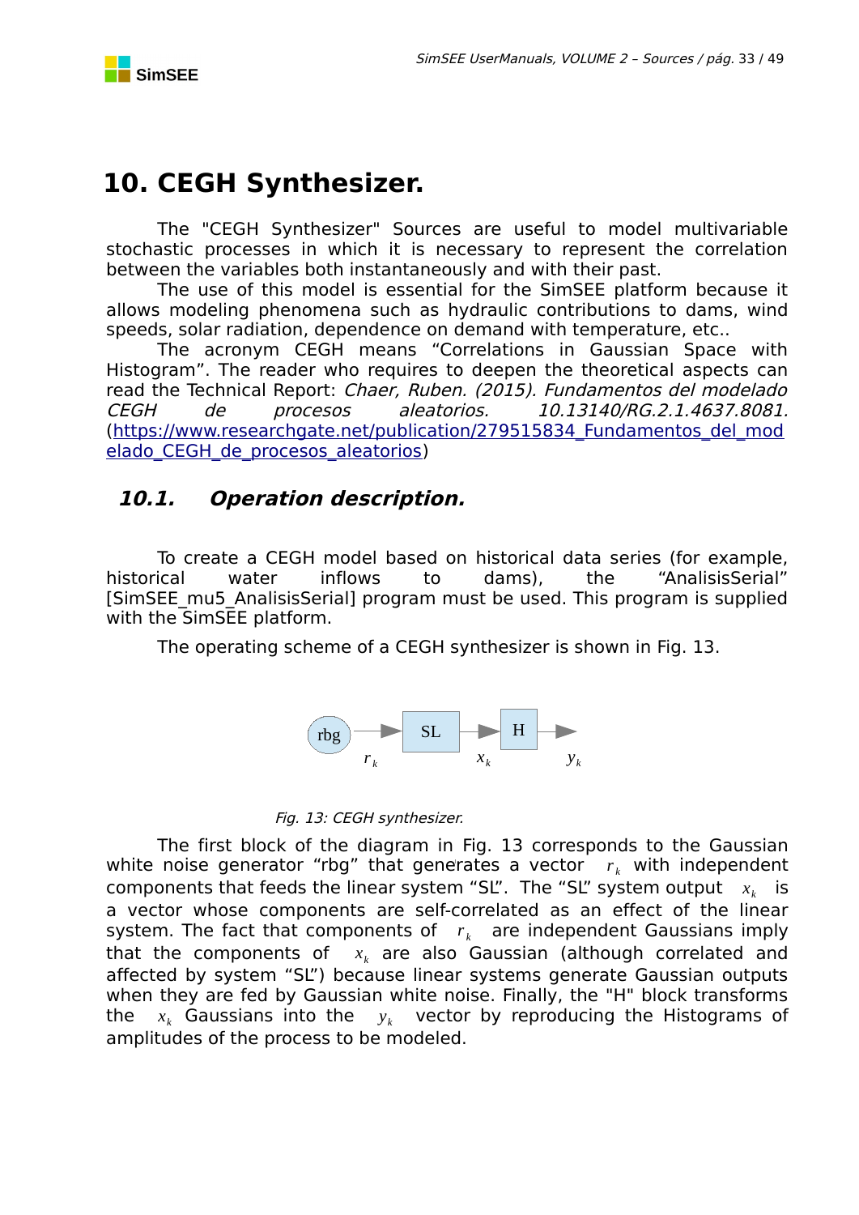# 10. CEGH Synthesizer.

The "CEGH Synthesizer" Sources are useful to model multivariable stochastic processes in which it is necessary to represent the correlation between the variables both instantaneously and with their past.

The use of this model is essential for the SimSEE platform because it allows modeling phenomena such as hydraulic contributions to dams, wind speeds, solar radiation, dependence on demand with temperature, etc..

The acronym CEGH means "Correlations in Gaussian Space with Histogram". The reader who requires to deepen the theoretical aspects can read the Technical Report: *Chaer, Ruben. (2015). Fundamentos del modelado CEGH de procesos aleatorios. 10.13140/RG.2.1.4637.8081.* (https://www.researchgate.net/publication/279515834_Fundamentos_del_modelado_CEGH_de_procesos_aleatorios)

## *10.1. Operation description.*

To create a CEGH model based on historical data series (for example, historical water inflows to dams), the "AnalisisSerial" [SimSEE_mu5_AnalisisSerial] program must be used. This program is supplied with the SimSEE platform.

The operating scheme of a CEGH synthesizer is shown in Fig. 13.

rbg → $r_k$ → SL → $x_k$ → H → $y_k$

*Fig. 13: CEGH synthesizer.*

The first block of the diagram in Fig. 13 corresponds to the Gaussian white noise generator "rbg" that generates a vector $r_k$ with independent components that feeds the linear system "SL". The "SL" system output $x_k$ is a vector whose components are self-correlated as an effect of the linear system. The fact that components of $r_k$ are independent Gaussians imply that the components of $x_k$ are also Gaussian (although correlated and affected by system "SL") because linear systems generate Gaussian outputs when they are fed by Gaussian white noise. Finally, the "H" block transforms the $x_k$ Gaussians into the $y_k$ vector by reproducing the Histograms of amplitudes of the process to be modeled.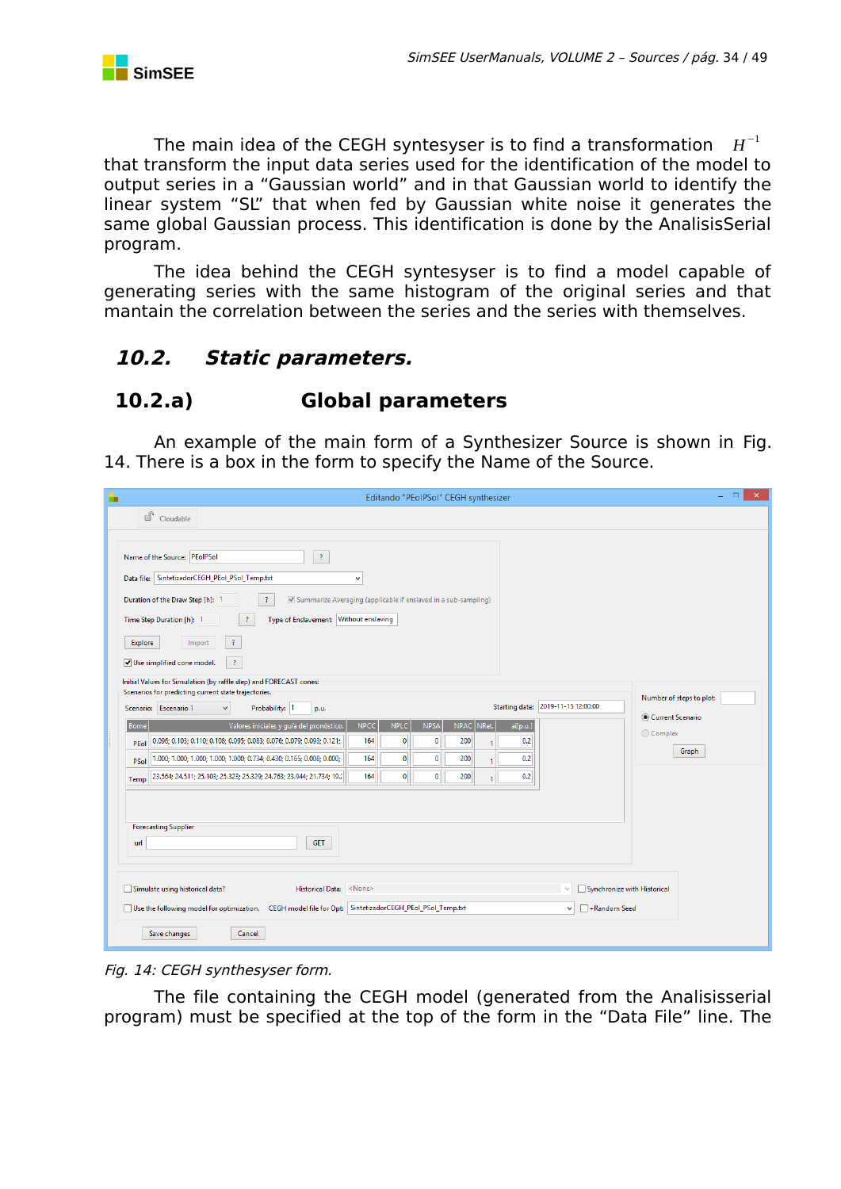The main idea of the CEGH syntesyser is to find a transformation $H^{-1}$ that transform the input data series used for the identification of the model to output series in a "Gaussian world" and in that Gaussian world to identify the linear system "SL" that when fed by Gaussian white noise it generates the same global Gaussian process. This identification is done by the AnalisisSerial program.

The idea behind the CEGH syntesyser is to find a model capable of generating series with the same histogram of the original series and that mantain the correlation between the series and the series with themselves.

## 10.2. Static parameters.

### 10.2.a) Global parameters

An example of the main form of a Synthesizer Source is shown in Fig. 14. There is a box in the form to specify the Name of the Source.

*Fig. 14: CEGH synthesyser form.*

The file containing the CEGH model (generated from the Analisisserial program) must be specified at the top of the form in the "Data File" line. The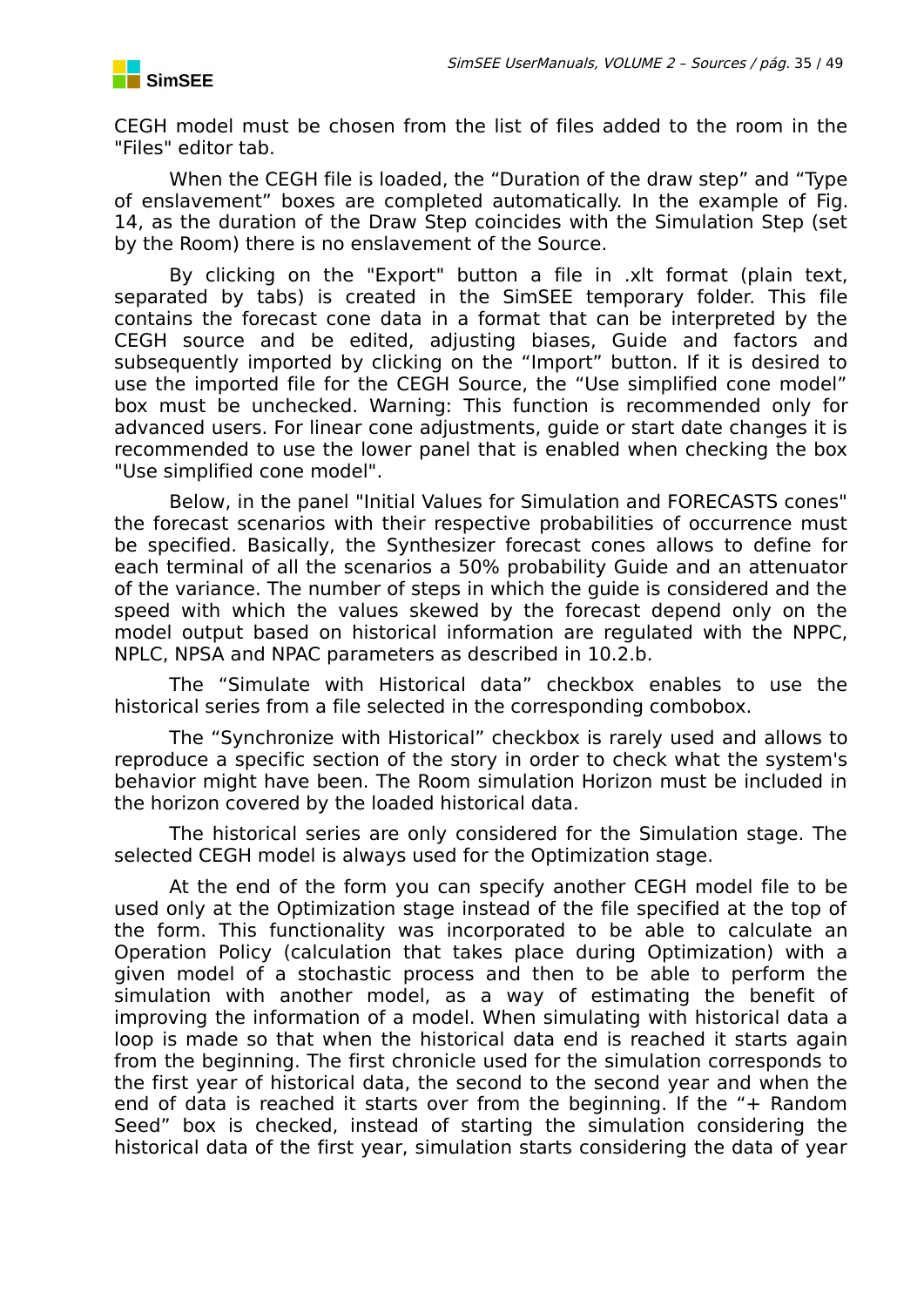CEGH model must be chosen from the list of files added to the room in the "Files" editor tab.

When the CEGH file is loaded, the “Duration of the draw step” and “Type of enslavement” boxes are completed automatically. In the example of Fig. 14, as the duration of the Draw Step coincides with the Simulation Step (set by the Room) there is no enslavement of the Source.

By clicking on the "Export" button a file in .xlt format (plain text, separated by tabs) is created in the SimSEE temporary folder. This file contains the forecast cone data in a format that can be interpreted by the CEGH source and be edited, adjusting biases, Guide and factors and subsequently imported by clicking on the “Import” button. If it is desired to use the imported file for the CEGH Source, the “Use simplified cone model” box must be unchecked. Warning: This function is recommended only for advanced users. For linear cone adjustments, guide or start date changes it is recommended to use the lower panel that is enabled when checking the box "Use simplified cone model".

Below, in the panel "Initial Values for Simulation and FORECASTS cones" the forecast scenarios with their respective probabilities of occurrence must be specified. Basically, the Synthesizer forecast cones allows to define for each terminal of all the scenarios a 50% probability Guide and an attenuator of the variance. The number of steps in which the guide is considered and the speed with which the values skewed by the forecast depend only on the model output based on historical information are regulated with the NPPC, NPLC, NPSA and NPAC parameters as described in 10.2.b.

The “Simulate with Historical data” checkbox enables to use the historical series from a file selected in the corresponding combobox.

The “Synchronize with Historical” checkbox is rarely used and allows to reproduce a specific section of the story in order to check what the system's behavior might have been. The Room simulation Horizon must be included in the horizon covered by the loaded historical data.

The historical series are only considered for the Simulation stage. The selected CEGH model is always used for the Optimization stage.

At the end of the form you can specify another CEGH model file to be used only at the Optimization stage instead of the file specified at the top of the form. This functionality was incorporated to be able to calculate an Operation Policy (calculation that takes place during Optimization) with a given model of a stochastic process and then to be able to perform the simulation with another model, as a way of estimating the benefit of improving the information of a model. When simulating with historical data a loop is made so that when the historical data end is reached it starts again from the beginning. The first chronicle used for the simulation corresponds to the first year of historical data, the second to the second year and when the end of data is reached it starts over from the beginning. If the “+ Random Seed” box is checked, instead of starting the simulation considering the historical data of the first year, simulation starts considering the data of year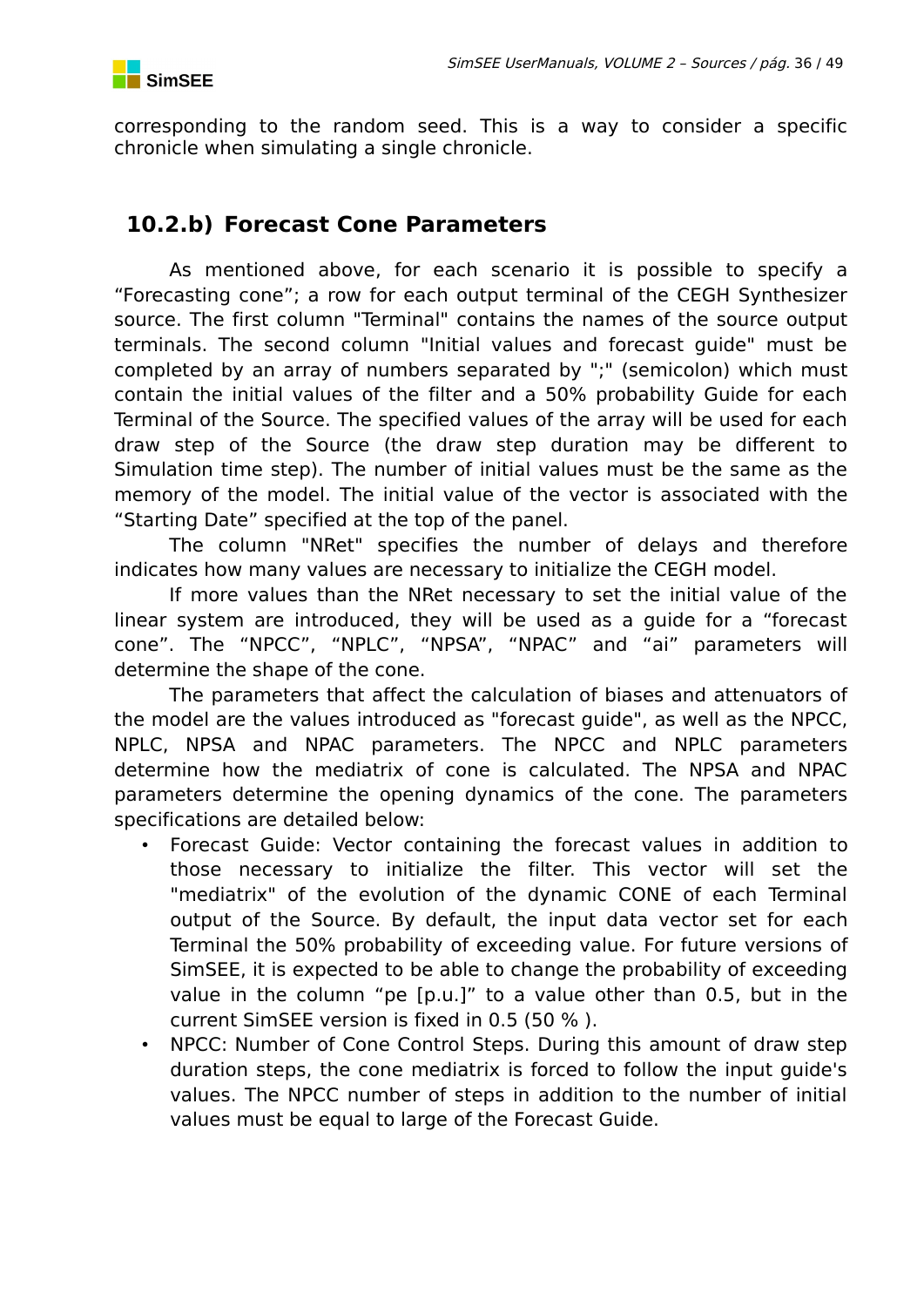corresponding to the random seed. This is a way to consider a specific chronicle when simulating a single chronicle.

## 10.2.b) Forecast Cone Parameters

As mentioned above, for each scenario it is possible to specify a “Forecasting cone”; a row for each output terminal of the CEGH Synthesizer source. The first column "Terminal" contains the names of the source output terminals. The second column "Initial values and forecast guide" must be completed by an array of numbers separated by ";" (semicolon) which must contain the initial values of the filter and a 50% probability Guide for each Terminal of the Source. The specified values of the array will be used for each draw step of the Source (the draw step duration may be different to Simulation time step). The number of initial values must be the same as the memory of the model. The initial value of the vector is associated with the “Starting Date” specified at the top of the panel.

The column "NRet" specifies the number of delays and therefore indicates how many values are necessary to initialize the CEGH model.

If more values than the NRet necessary to set the initial value of the linear system are introduced, they will be used as a guide for a “forecast cone”. The “NPCC”, “NPLC”, “NPSA”, “NPAC” and “ai” parameters will determine the shape of the cone.

The parameters that affect the calculation of biases and attenuators of the model are the values introduced as "forecast guide", as well as the NPCC, NPLC, NPSA and NPAC parameters. The NPCC and NPLC parameters determine how the mediatrix of cone is calculated. The NPSA and NPAC parameters determine the opening dynamics of the cone. The parameters specifications are detailed below:

- Forecast Guide: Vector containing the forecast values in addition to those necessary to initialize the filter. This vector will set the "mediatrix" of the evolution of the dynamic CONE of each Terminal output of the Source. By default, the input data vector set for each Terminal the 50% probability of exceeding value. For future versions of SimSEE, it is expected to be able to change the probability of exceeding value in the column “pe [p.u.]” to a value other than 0.5, but in the current SimSEE version is fixed in 0.5 (50 % ).
- NPCC: Number of Cone Control Steps. During this amount of draw step duration steps, the cone mediatrix is forced to follow the input guide's values. The NPCC number of steps in addition to the number of initial values must be equal to large of the Forecast Guide.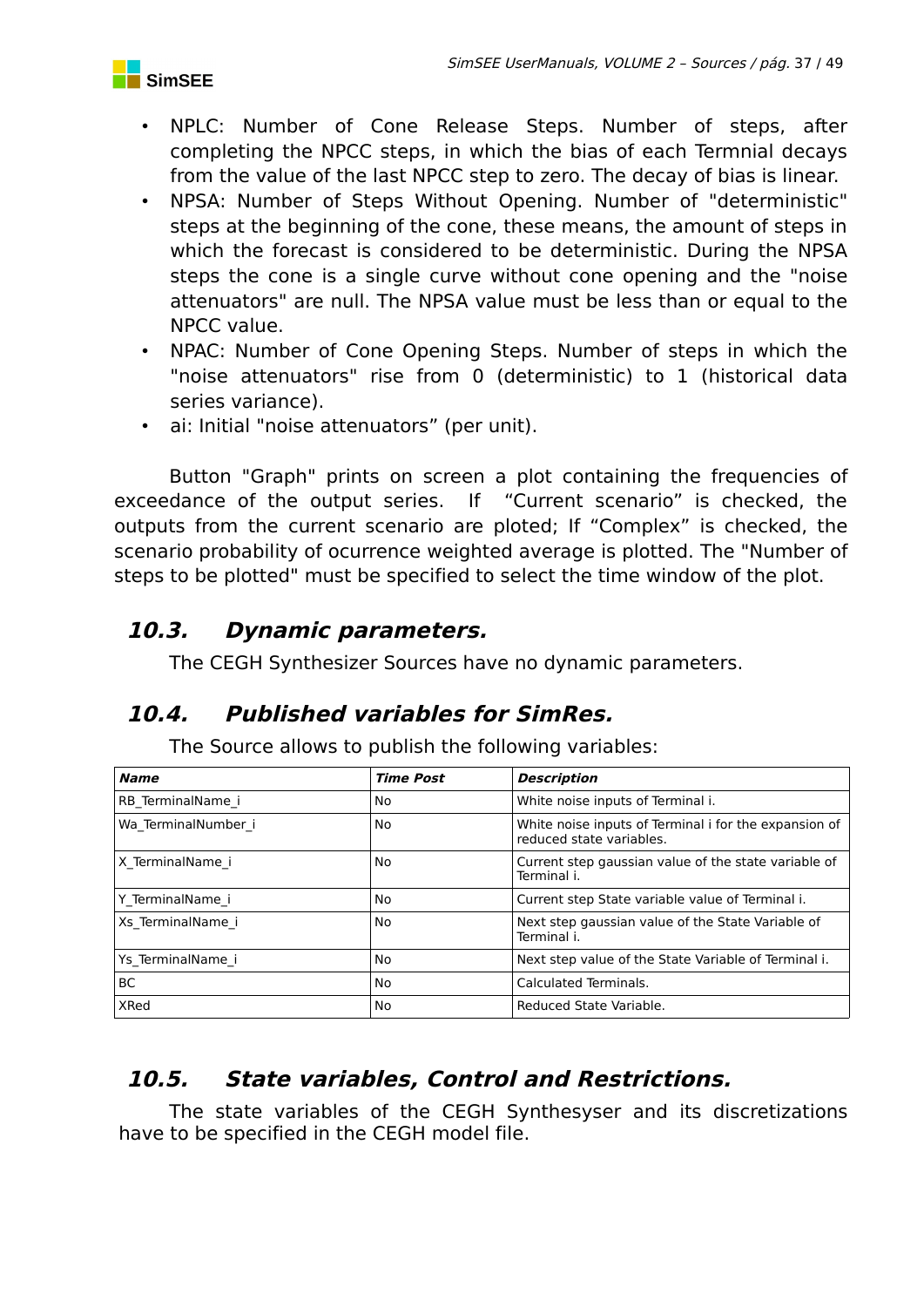- NPLC: Number of Cone Release Steps. Number of steps, after completing the NPCC steps, in which the bias of each Termnial decays from the value of the last NPCC step to zero. The decay of bias is linear.
- NPSA: Number of Steps Without Opening. Number of "deterministic" steps at the beginning of the cone, these means, the amount of steps in which the forecast is considered to be deterministic. During the NPSA steps the cone is a single curve without cone opening and the "noise attenuators" are null. The NPSA value must be less than or equal to the NPCC value.
- NPAC: Number of Cone Opening Steps. Number of steps in which the "noise attenuators" rise from 0 (deterministic) to 1 (historical data series variance).
- ai: Initial "noise attenuators” (per unit).

Button "Graph" prints on screen a plot containing the frequencies of exceedance of the output series. If “Current scenario” is checked, the outputs from the current scenario are ploted; If “Complex” is checked, the scenario probability of ocurrence weighted average is plotted. The "Number of steps to be plotted" must be specified to select the time window of the plot.

## *10.3. Dynamic parameters.*

The CEGH Synthesizer Sources have no dynamic parameters.

## *10.4. Published variables for SimRes.*

The Source allows to publish the following variables:

| ***Name*** | ***Time Post*** | ***Description*** |
|---|---|---|
| RB_TerminalName_i | No | White noise inputs of Terminal i. |
| Wa_TerminalNumber_i | No | White noise inputs of Terminal i for the expansion of reduced state variables. |
| X_TerminalName_i | No | Current step gaussian value of the state variable of Terminal i. |
| Y_TerminalName_i | No | Current step State variable value of Terminal i. |
| Xs_TerminalName_i | No | Next step gaussian value of the State Variable of Terminal i. |
| Ys_TerminalName_i | No | Next step value of the State Variable of Terminal i. |
| BC | No | Calculated Terminals. |
| XRed | No | Reduced State Variable. |

## *10.5. State variables, Control and Restrictions.*

The state variables of the CEGH Synthesyser and its discretizations have to be specified in the CEGH model file.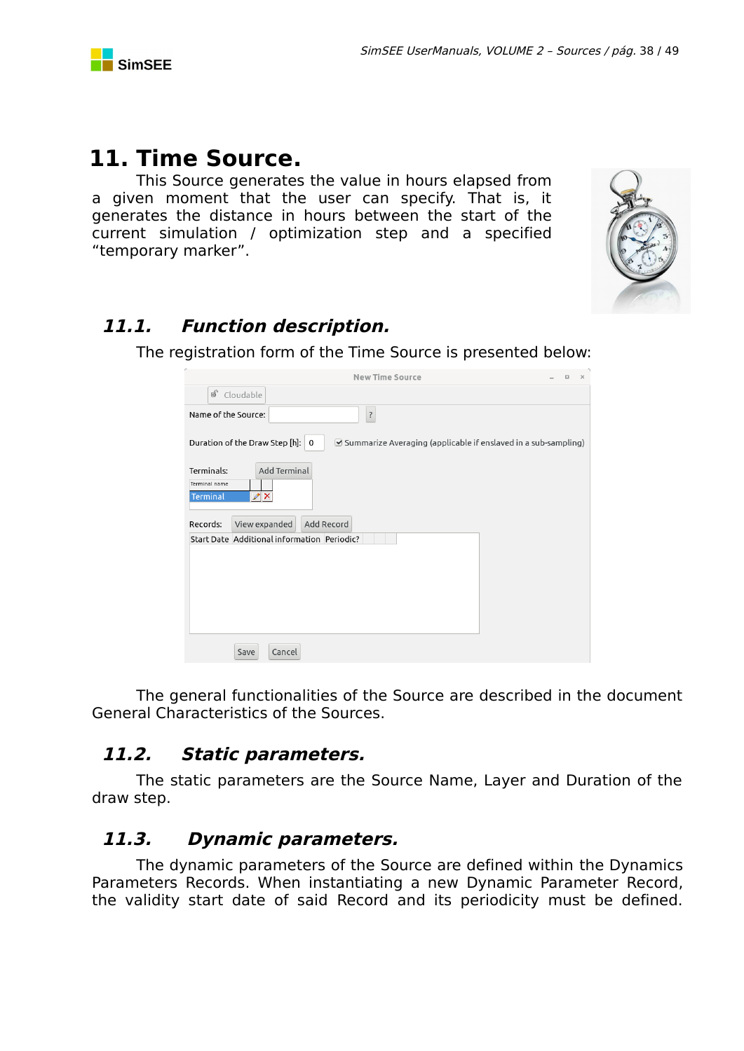# 11. Time Source.

This Source generates the value in hours elapsed from a given moment that the user can specify. That is, it generates the distance in hours between the start of the current simulation / optimization step and a specified "temporary marker".

## *11.1. Function description.*

The registration form of the Time Source is presented below:

The general functionalities of the Source are described in the document General Characteristics of the Sources.

## *11.2. Static parameters.*

The static parameters are the Source Name, Layer and Duration of the draw step.

## *11.3. Dynamic parameters.*

The dynamic parameters of the Source are defined within the Dynamics Parameters Records. When instantiating a new Dynamic Parameter Record, the validity start date of said Record and its periodicity must be defined.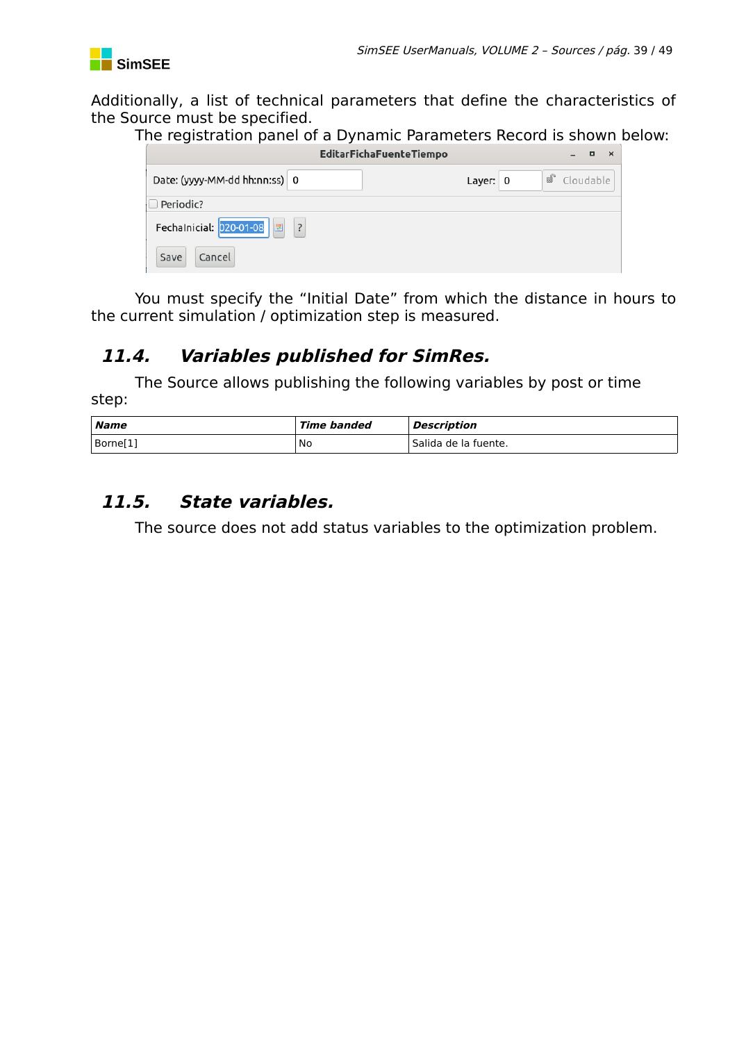Additionally, a list of technical parameters that define the characteristics of the Source must be specified.

The registration panel of a Dynamic Parameters Record is shown below:

You must specify the “Initial Date” from which the distance in hours to the current simulation / optimization step is measured.

## *11.4. Variables published for SimRes.*

The Source allows publishing the following variables by post or time step:

| ***Name*** | ***Time banded*** | ***Description*** |
|---|---|---|
| Borne[1] | No | Salida de la fuente. |

## *11.5. State variables.*

The source does not add status variables to the optimization problem.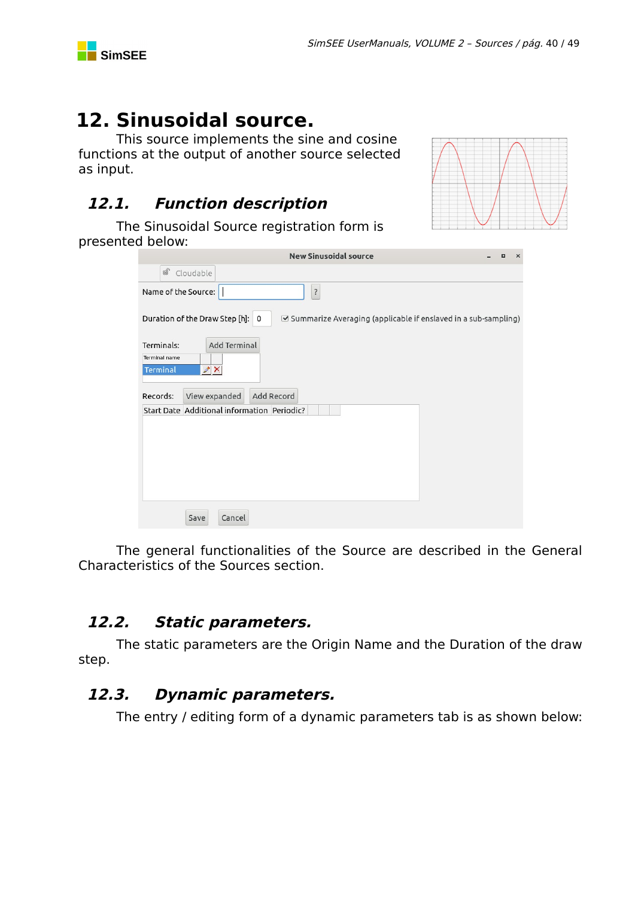# 12. Sinusoidal source.

This source implements the sine and cosine functions at the output of another source selected as input.

## 12.1. Function description

The Sinusoidal Source registration form is presented below:

The general functionalities of the Source are described in the General Characteristics of the Sources section.

## 12.2. Static parameters.

The static parameters are the Origin Name and the Duration of the draw step.

## 12.3. Dynamic parameters.

The entry / editing form of a dynamic parameters tab is as shown below: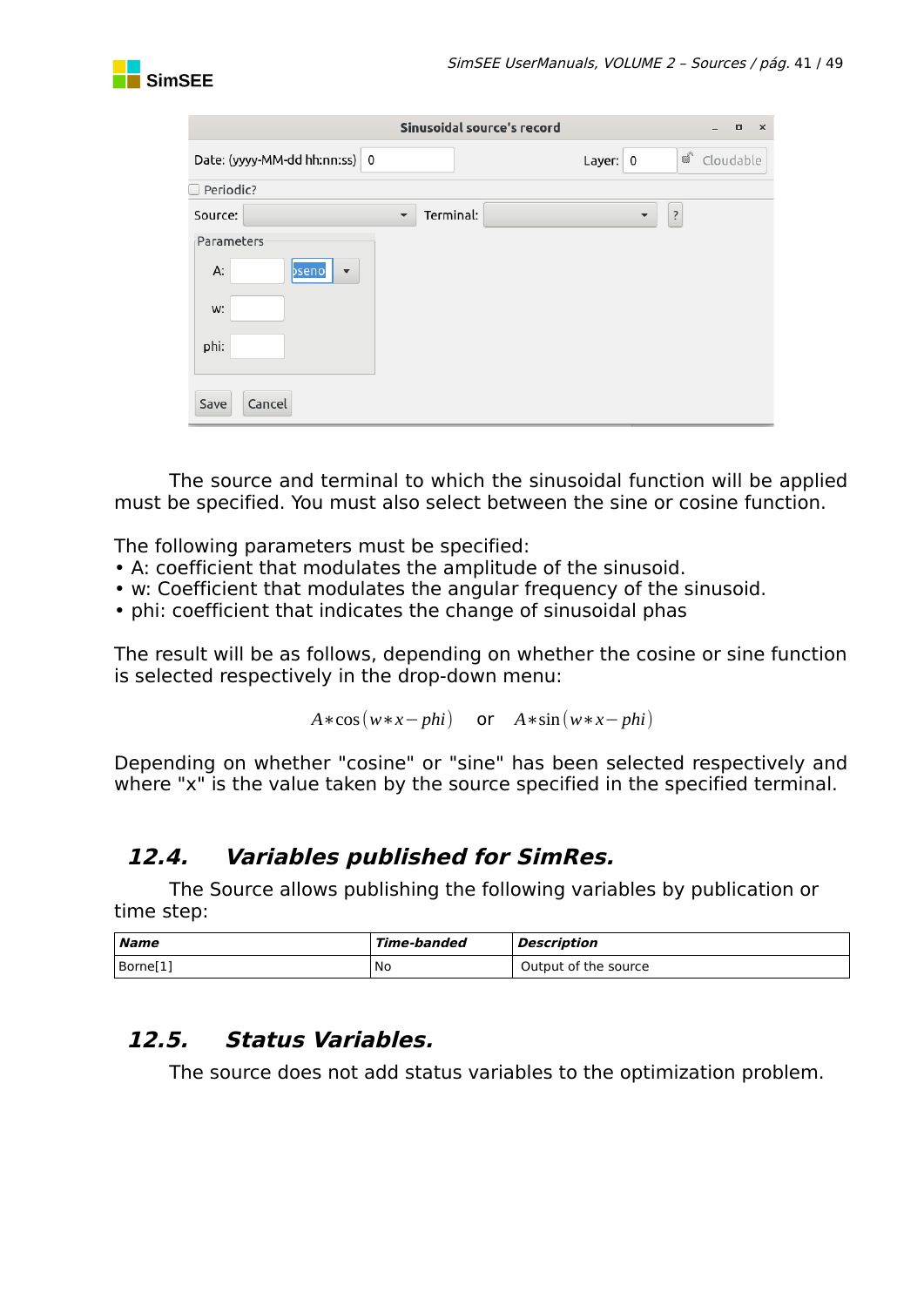The source and terminal to which the sinusoidal function will be applied must be specified. You must also select between the sine or cosine function.

The following parameters must be specified:

- A: coefficient that modulates the amplitude of the sinusoid.
- w: Coefficient that modulates the angular frequency of the sinusoid.
- phi: coefficient that indicates the change of sinusoidal phas

The result will be as follows, depending on whether the cosine or sine function is selected respectively in the drop-down menu:

$$A*\cos(w*x-phi) \quad \text{or} \quad A*\sin(w*x-phi)$$

Depending on whether "cosine" or "sine" has been selected respectively and where "x" is the value taken by the source specified in the specified terminal.

## 12.4. Variables published for SimRes.

The Source allows publishing the following variables by publication or time step:

| **Name** | **Time-banded** | **Description** |
|---|---|---|
| Borne[1] | No | Output of the source |

## 12.5. Status Variables.

The source does not add status variables to the optimization problem.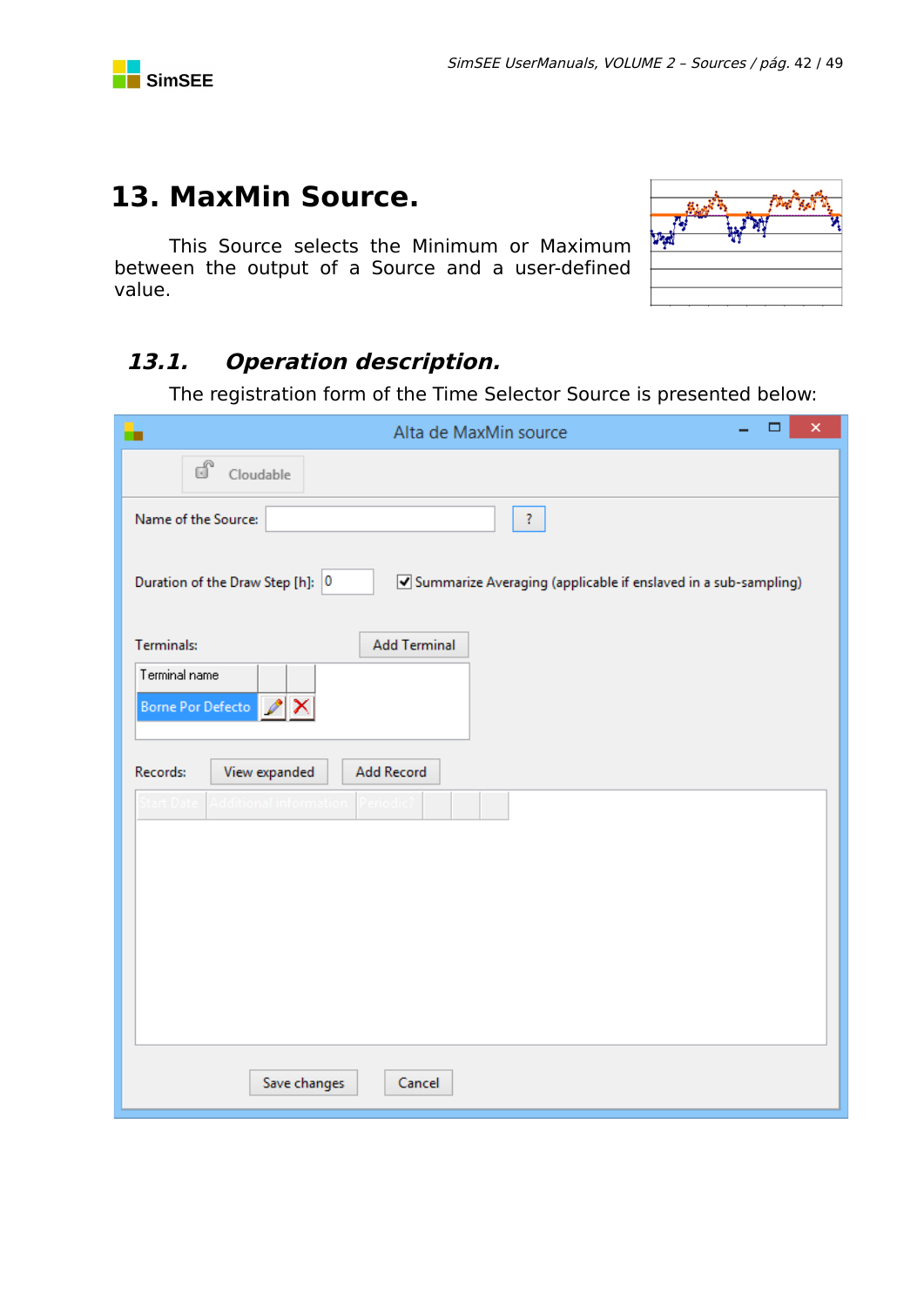# 13. MaxMin Source.

This Source selects the Minimum or Maximum between the output of a Source and a user-defined value.

## 13.1. *Operation description.*

The registration form of the Time Selector Source is presented below: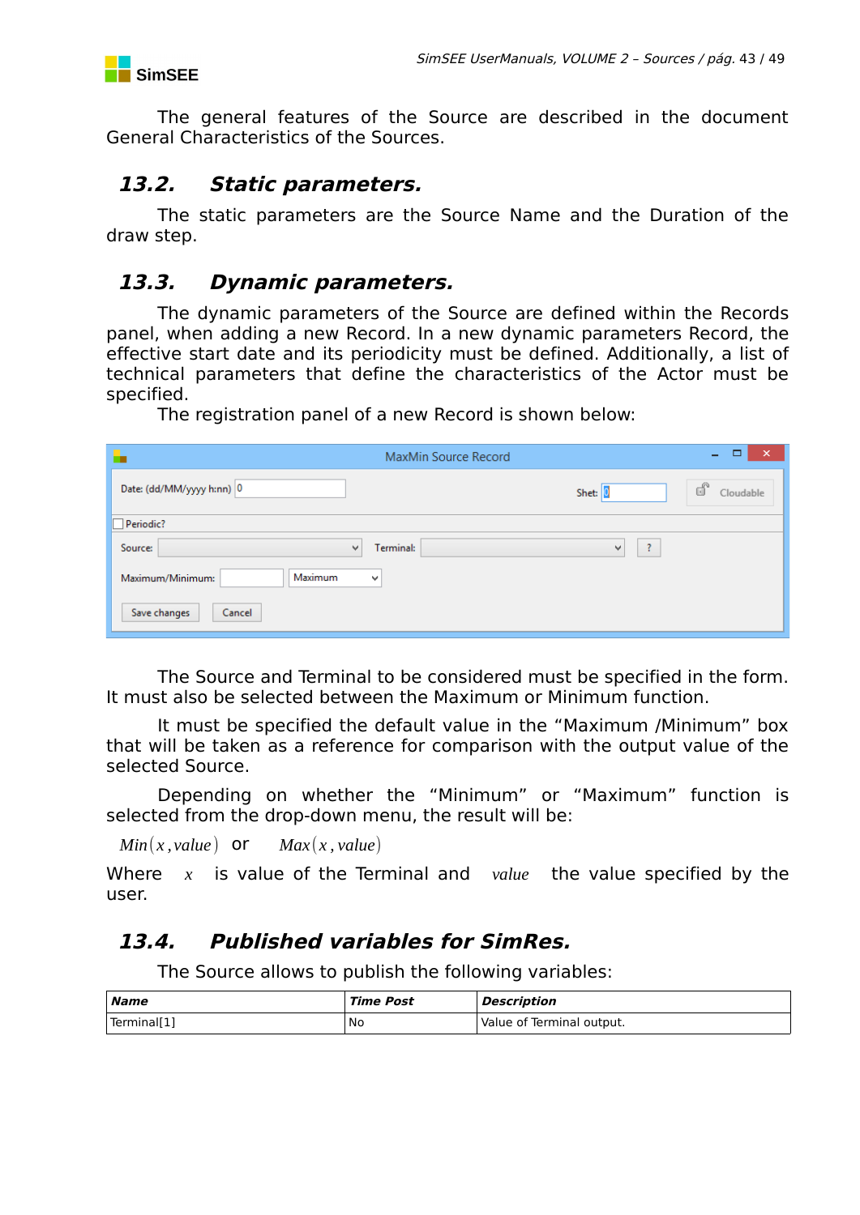The general features of the Source are described in the document General Characteristics of the Sources.

## 13.2. Static parameters.

The static parameters are the Source Name and the Duration of the draw step.

## 13.3. Dynamic parameters.

The dynamic parameters of the Source are defined within the Records panel, when adding a new Record. In a new dynamic parameters Record, the effective start date and its periodicity must be defined. Additionally, a list of technical parameters that define the characteristics of the Actor must be specified.

The registration panel of a new Record is shown below:

The Source and Terminal to be considered must be specified in the form. It must also be selected between the Maximum or Minimum function.

It must be specified the default value in the “Maximum /Minimum” box that will be taken as a reference for comparison with the output value of the selected Source.

Depending on whether the “Minimum” or “Maximum” function is selected from the drop-down menu, the result will be:

$Min(x, value)$ or $Max(x, value)$

Where $x$ is value of the Terminal and $value$ the value specified by the user.

## 13.4. Published variables for SimRes.

The Source allows to publish the following variables:

| **Name** | **Time Post** | **Description** |
|---|---|---|
| Terminal[1] | No | Value of Terminal output. |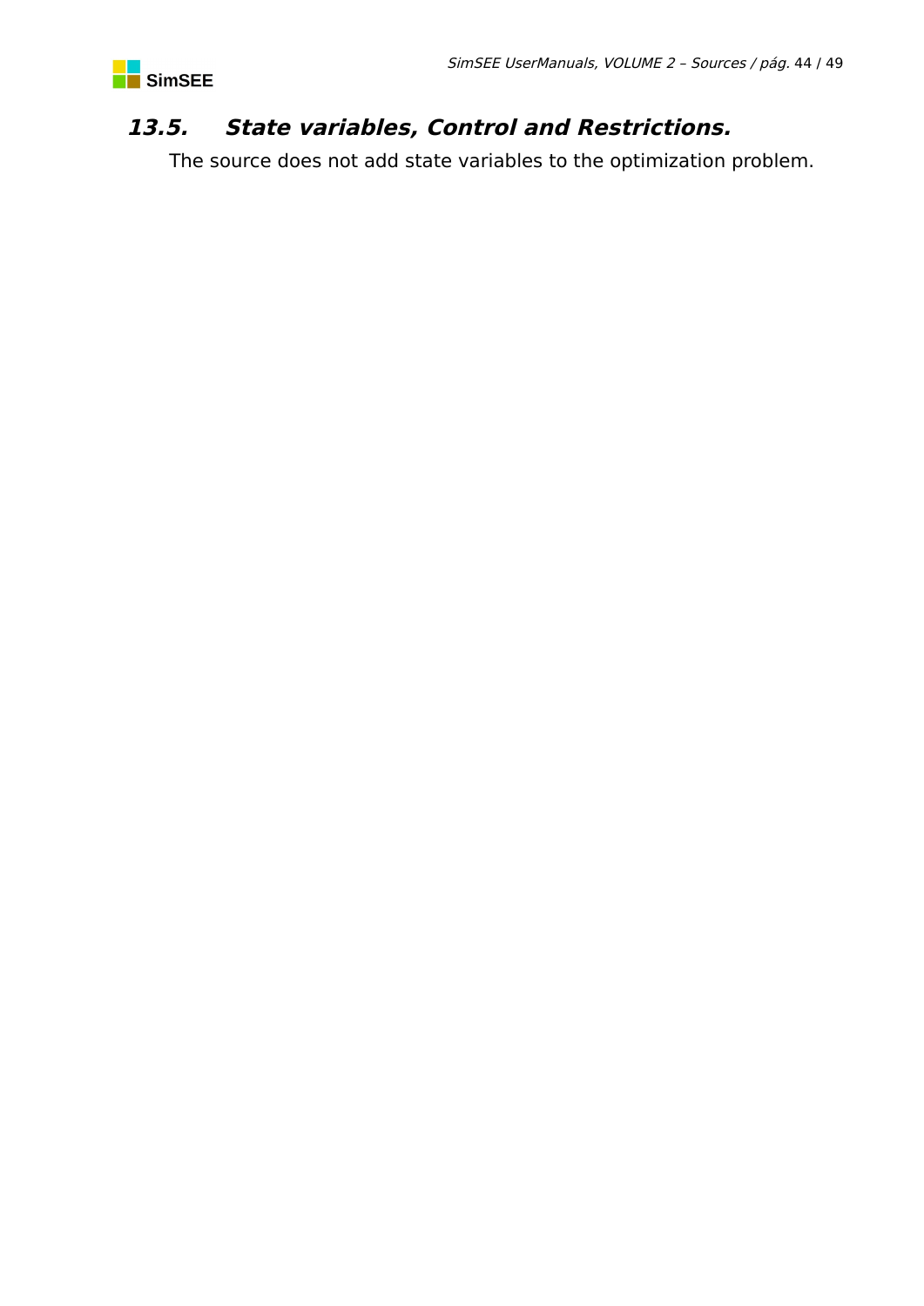## *13.5. State variables, Control and Restrictions.*

The source does not add state variables to the optimization problem.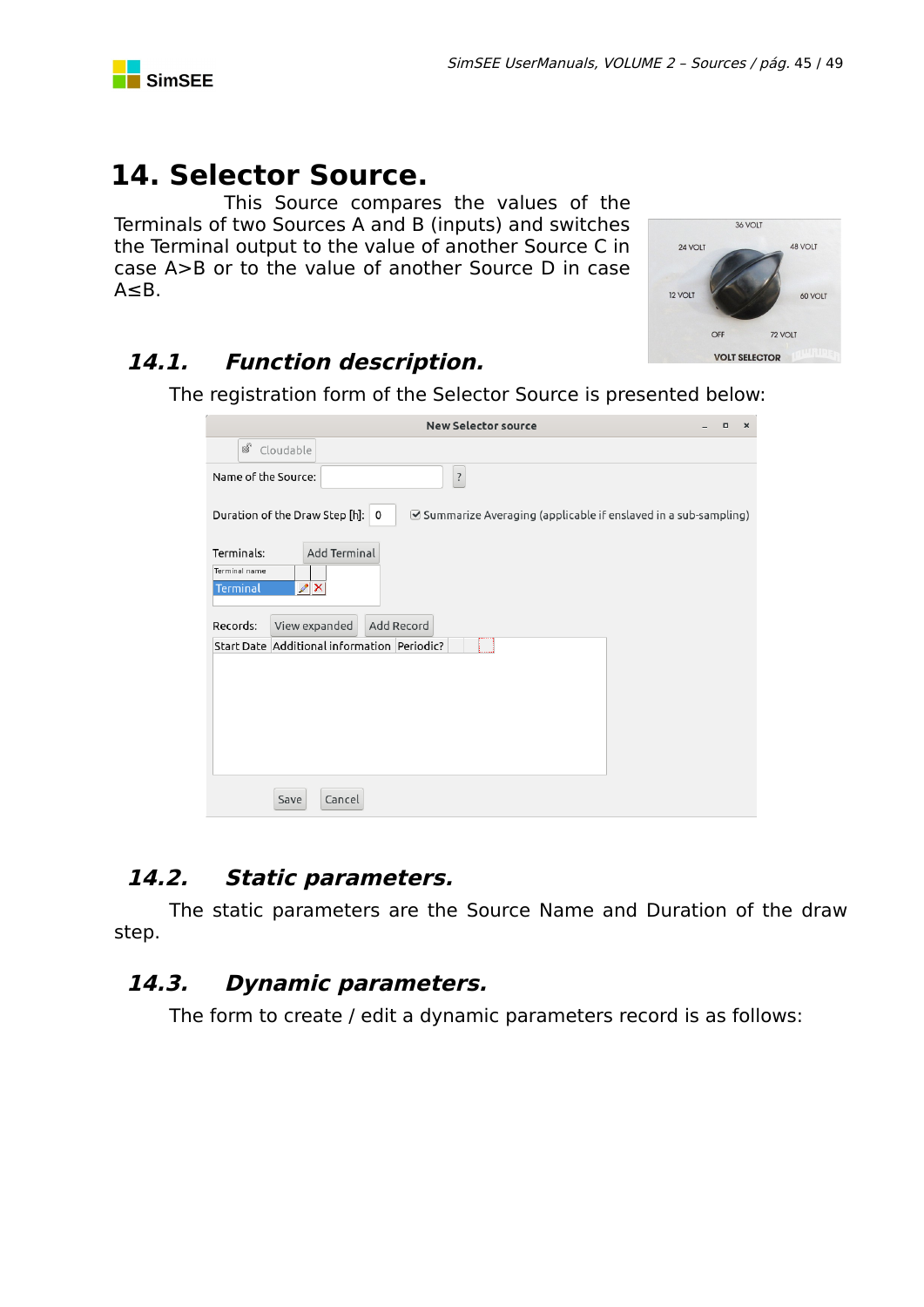# 14. Selector Source.

This Source compares the values of the Terminals of two Sources A and B (inputs) and switches the Terminal output to the value of another Source C in case A>B or to the value of another Source D in case A≤B.

## 14.1. Function description.

The registration form of the Selector Source is presented below:

## 14.2. Static parameters.

The static parameters are the Source Name and Duration of the draw step.

## 14.3. Dynamic parameters.

The form to create / edit a dynamic parameters record is as follows: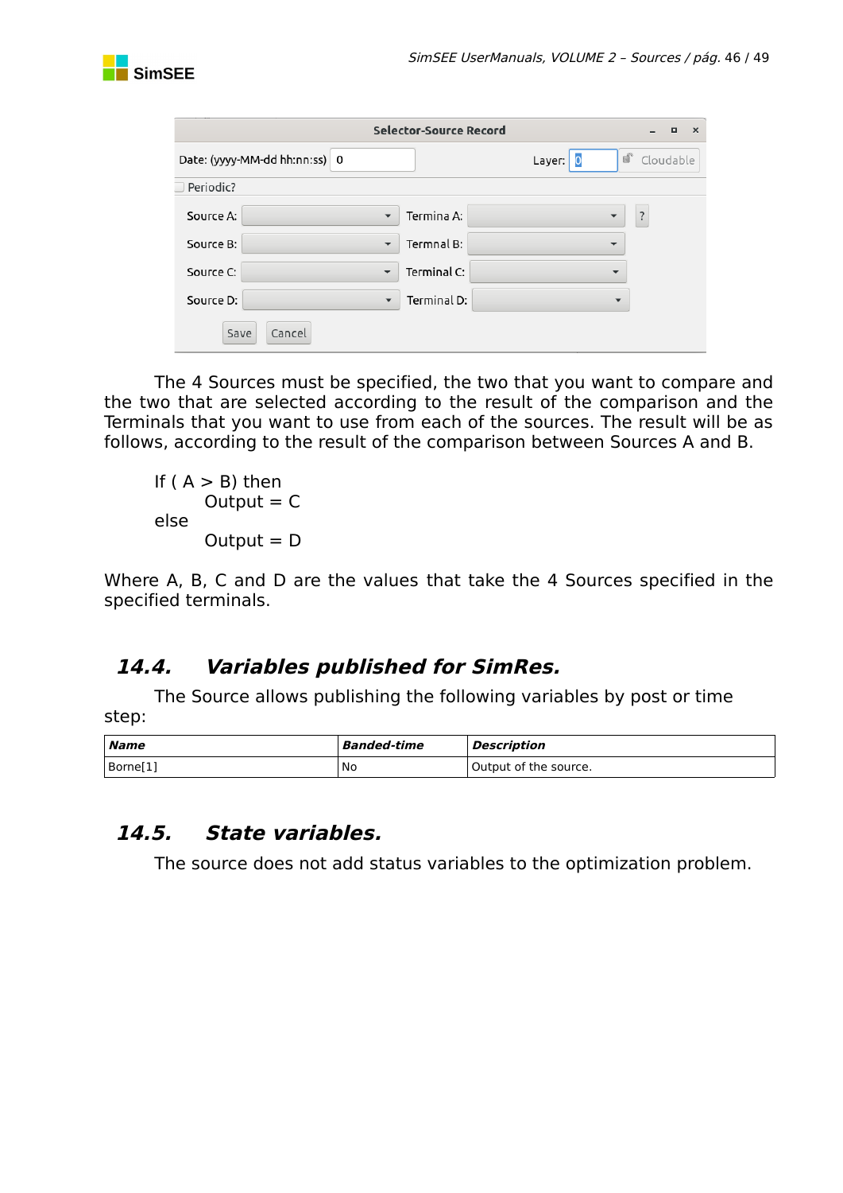The 4 Sources must be specified, the two that you want to compare and the two that are selected according to the result of the comparison and the Terminals that you want to use from each of the sources. The result will be as follows, according to the result of the comparison between Sources A and B.

```
If ( A > B) then
        Output = C
else
        Output = D
```

Where A, B, C and D are the values that take the 4 Sources specified in the specified terminals.

## 14.4. Variables published for SimRes.

The Source allows publishing the following variables by post or time step:

| Name | Banded-time | Description |
|---|---|---|
| Borne[1] | No | Output of the source. |

## 14.5. State variables.

The source does not add status variables to the optimization problem.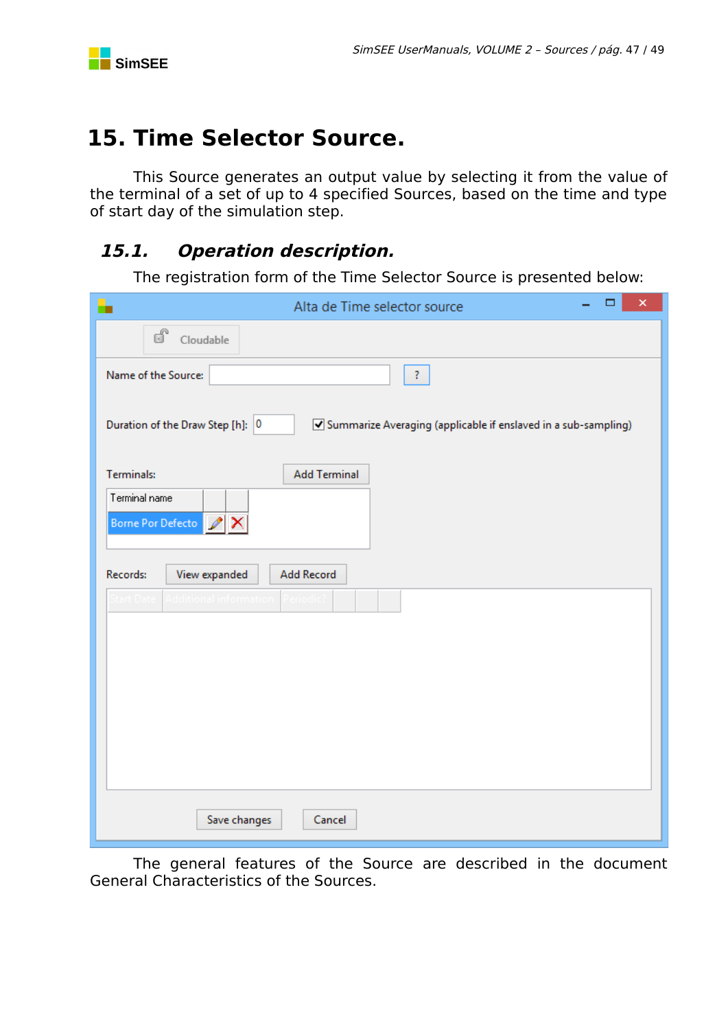# 15. Time Selector Source.

This Source generates an output value by selecting it from the value of the terminal of a set of up to 4 specified Sources, based on the time and type of start day of the simulation step.

## 15.1. Operation description.

The registration form of the Time Selector Source is presented below:

The general features of the Source are described in the document General Characteristics of the Sources.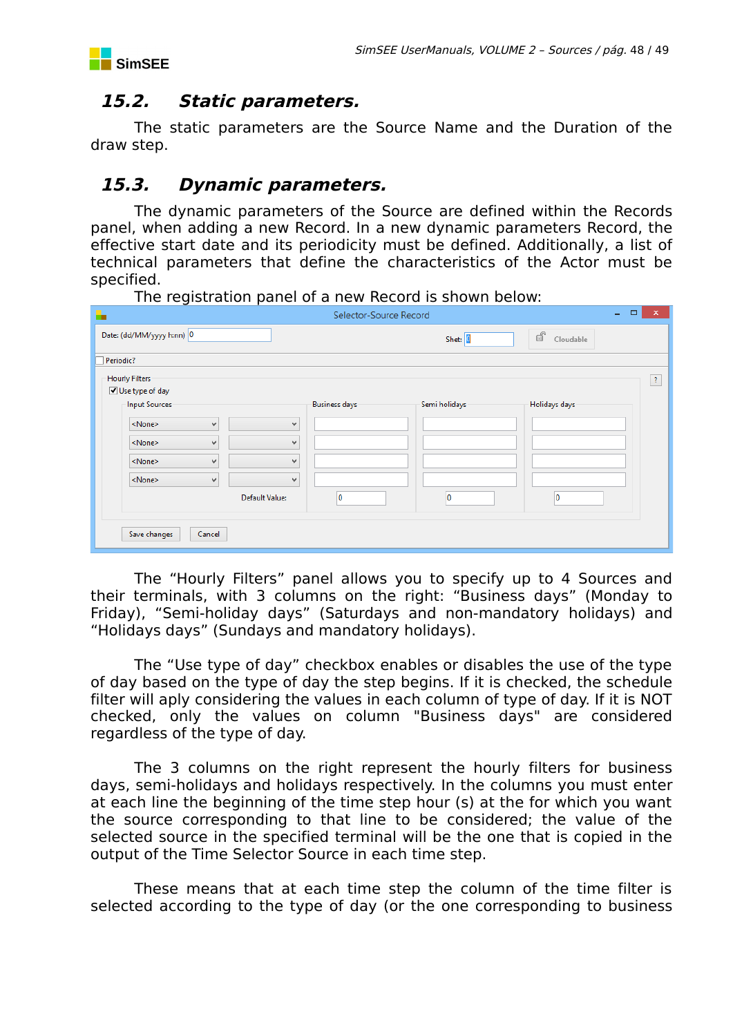## 15.2. Static parameters.

The static parameters are the Source Name and the Duration of the draw step.

## 15.3. Dynamic parameters.

The dynamic parameters of the Source are defined within the Records panel, when adding a new Record. In a new dynamic parameters Record, the effective start date and its periodicity must be defined. Additionally, a list of technical parameters that define the characteristics of the Actor must be specified.

The registration panel of a new Record is shown below:

The “Hourly Filters” panel allows you to specify up to 4 Sources and their terminals, with 3 columns on the right: “Business days” (Monday to Friday), “Semi-holiday days” (Saturdays and non-mandatory holidays) and “Holidays days” (Sundays and mandatory holidays).

The “Use type of day” checkbox enables or disables the use of the type of day based on the type of day the step begins. If it is checked, the schedule filter will aply considering the values in each column of type of day. If it is NOT checked, only the values on column "Business days" are considered regardless of the type of day.

The 3 columns on the right represent the hourly filters for business days, semi-holidays and holidays respectively. In the columns you must enter at each line the beginning of the time step hour (s) at the for which you want the source corresponding to that line to be considered; the value of the selected source in the specified terminal will be the one that is copied in the output of the Time Selector Source in each time step.

These means that at each time step the column of the time filter is selected according to the type of day (or the one corresponding to business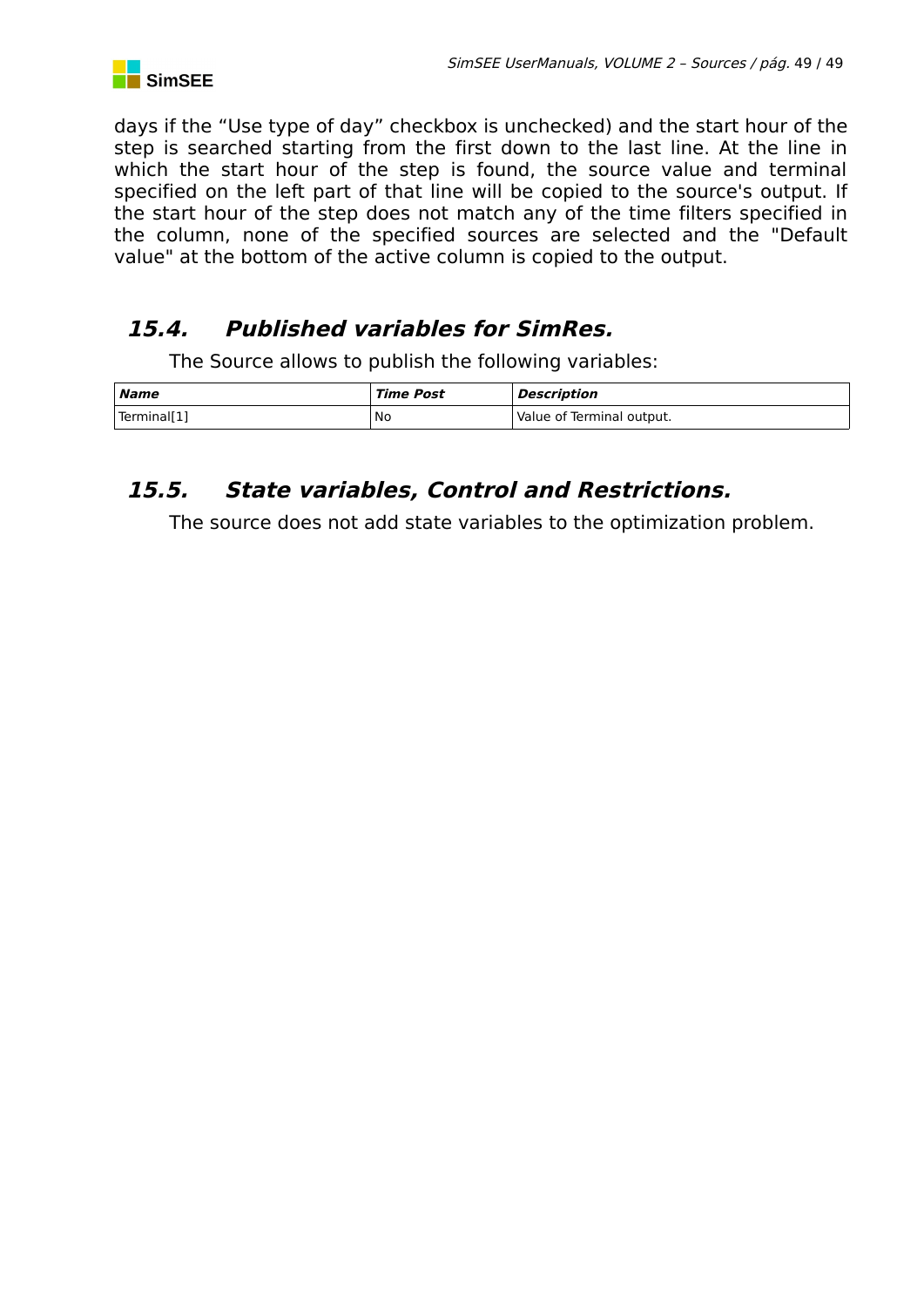days if the “Use type of day” checkbox is unchecked) and the start hour of the step is searched starting from the first down to the last line. At the line in which the start hour of the step is found, the source value and terminal specified on the left part of that line will be copied to the source's output. If the start hour of the step does not match any of the time filters specified in the column, none of the specified sources are selected and the "Default value" at the bottom of the active column is copied to the output.

## *15.4. Published variables for SimRes.*

The Source allows to publish the following variables:

| ***Name*** | ***Time Post*** | ***Description*** |
|---|---|---|
| Terminal[1] | No | Value of Terminal output. |

## *15.5. State variables, Control and Restrictions.*

The source does not add state variables to the optimization problem.